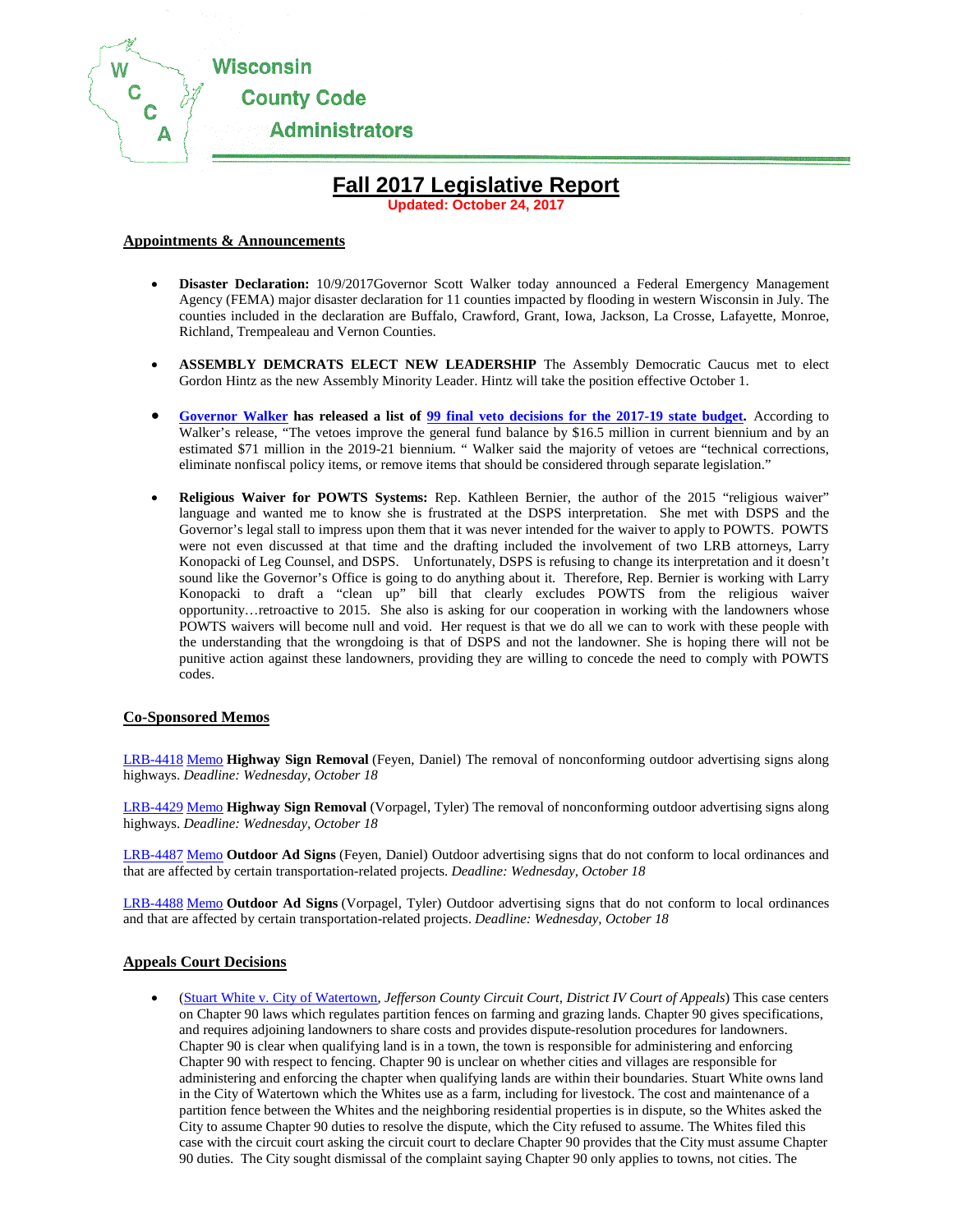Wisconsin County Code Administrators

# Fall 2017 Legislative Report

**Updated: October 24, 2017**

## Appointments & Announcements

- **Disaster Declaration:** 10/9/2017Governor Scott Walker today announced a Federal Emergency Management Agency (FEMA) major disaster declaration for 11 counties impacted by flooding in western Wisconsin in July. The counties included in the declaration are Buffalo, Crawford, Grant, Iowa, Jackson, La Crosse, Lafayette, Monroe, Richland, Trempealeau and Vernon Counties.

- **ASSEMBLY DEMCRATS ELECT NEW LEADERSHIP** The Assembly Democratic Caucus met to elect Gordon Hintz as the new Assembly Minority Leader. Hintz will take the position effective October 1.

- **Governor Walker has released a list of 99 final veto decisions for the 2017-19 state budget.** According to Walker's release, "The vetoes improve the general fund balance by $16.5 million in current biennium and by an estimated $71 million in the 2019-21 biennium. " Walker said the majority of vetoes are "technical corrections, eliminate nonfiscal policy items, or remove items that should be considered through separate legislation."

- **Religious Waiver for POWTS Systems:** Rep. Kathleen Bernier, the author of the 2015 "religious waiver" language and wanted me to know she is frustrated at the DSPS interpretation. She met with DSPS and the Governor's legal stall to impress upon them that it was never intended for the waiver to apply to POWTS. POWTS were not even discussed at that time and the drafting included the involvement of two LRB attorneys, Larry Konopacki of Leg Counsel, and DSPS. Unfortunately, DSPS is refusing to change its interpretation and it doesn't sound like the Governor's Office is going to do anything about it. Therefore, Rep. Bernier is working with Larry Konopacki to draft a "clean up" bill that clearly excludes POWTS from the religious waiver opportunity…retroactive to 2015. She also is asking for our cooperation in working with the landowners whose POWTS waivers will become null and void. Her request is that we do all we can to work with these people with the understanding that the wrongdoing is that of DSPS and not the landowner. She is hoping there will not be punitive action against these landowners, providing they are willing to concede the need to comply with POWTS codes.

## Co-Sponsored Memos

LRB-4418 Memo **Highway Sign Removal** (Feyen, Daniel) The removal of nonconforming outdoor advertising signs along highways. *Deadline: Wednesday, October 18*

LRB-4429 Memo **Highway Sign Removal** (Vorpagel, Tyler) The removal of nonconforming outdoor advertising signs along highways. *Deadline: Wednesday, October 18*

LRB-4487 Memo **Outdoor Ad Signs** (Feyen, Daniel) Outdoor advertising signs that do not conform to local ordinances and that are affected by certain transportation-related projects. *Deadline: Wednesday, October 18*

LRB-4488 Memo **Outdoor Ad Signs** (Vorpagel, Tyler) Outdoor advertising signs that do not conform to local ordinances and that are affected by certain transportation-related projects. *Deadline: Wednesday, October 18*

## Appeals Court Decisions

- (Stuart White v. City of Watertown, *Jefferson County Circuit Court, District IV Court of Appeals*) This case centers on Chapter 90 laws which regulates partition fences on farming and grazing lands. Chapter 90 gives specifications, and requires adjoining landowners to share costs and provides dispute-resolution procedures for landowners. Chapter 90 is clear when qualifying land is in a town, the town is responsible for administering and enforcing Chapter 90 with respect to fencing. Chapter 90 is unclear on whether cities and villages are responsible for administering and enforcing the chapter when qualifying lands are within their boundaries. Stuart White owns land in the City of Watertown which the Whites use as a farm, including for livestock. The cost and maintenance of a partition fence between the Whites and the neighboring residential properties is in dispute, so the Whites asked the City to assume Chapter 90 duties to resolve the dispute, which the City refused to assume. The Whites filed this case with the circuit court asking the circuit court to declare Chapter 90 provides that the City must assume Chapter 90 duties. The City sought dismissal of the complaint saying Chapter 90 only applies to towns, not cities. The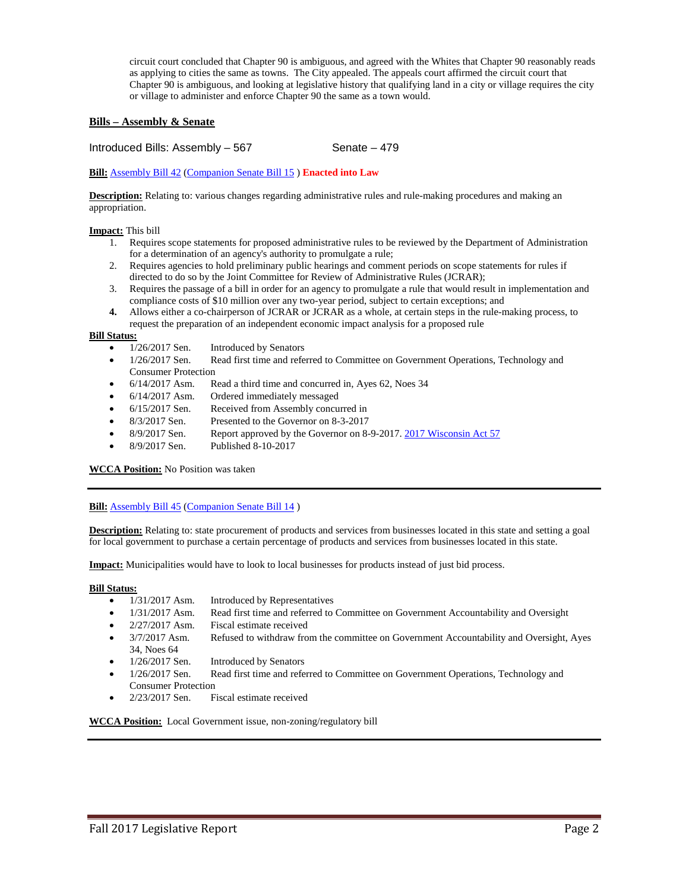circuit court concluded that Chapter 90 is ambiguous, and agreed with the Whites that Chapter 90 reasonably reads as applying to cities the same as towns. The City appealed. The appeals court affirmed the circuit court that Chapter 90 is ambiguous, and looking at legislative history that qualifying land in a city or village requires the city or village to administer and enforce Chapter 90 the same as a town would.

## Bills – Assembly & Senate

Introduced Bills: Assembly – 567 Senate – 479

**Bill:** Assembly Bill 42 (Companion Senate Bill 15 ) **Enacted into Law**

**Description:** Relating to: various changes regarding administrative rules and rule-making procedures and making an appropriation.

**Impact:** This bill

1. Requires scope statements for proposed administrative rules to be reviewed by the Department of Administration for a determination of an agency's authority to promulgate a rule;
2. Requires agencies to hold preliminary public hearings and comment periods on scope statements for rules if directed to do so by the Joint Committee for Review of Administrative Rules (JCRAR);
3. Requires the passage of a bill in order for an agency to promulgate a rule that would result in implementation and compliance costs of $10 million over any two-year period, subject to certain exceptions; and
4. Allows either a co-chairperson of JCRAR or JCRAR as a whole, at certain steps in the rule-making process, to request the preparation of an independent economic impact analysis for a proposed rule

**Bill Status:**

- 1/26/2017 Sen. Introduced by Senators
- 1/26/2017 Sen. Read first time and referred to Committee on Government Operations, Technology and Consumer Protection
- 6/14/2017 Asm. Read a third time and concurred in, Ayes 62, Noes 34
- 6/14/2017 Asm. Ordered immediately messaged
- 6/15/2017 Sen. Received from Assembly concurred in
- 8/3/2017 Sen. Presented to the Governor on 8-3-2017
- 8/9/2017 Sen. Report approved by the Governor on 8-9-2017. 2017 Wisconsin Act 57
- 8/9/2017 Sen. Published 8-10-2017

**WCCA Position:** No Position was taken

---

**Bill:** Assembly Bill 45 (Companion Senate Bill 14 )

**Description:** Relating to: state procurement of products and services from businesses located in this state and setting a goal for local government to purchase a certain percentage of products and services from businesses located in this state.

**Impact:** Municipalities would have to look to local businesses for products instead of just bid process.

**Bill Status:**

- 1/31/2017 Asm. Introduced by Representatives
- 1/31/2017 Asm. Read first time and referred to Committee on Government Accountability and Oversight
- 2/27/2017 Asm. Fiscal estimate received
- 3/7/2017 Asm. Refused to withdraw from the committee on Government Accountability and Oversight, Ayes 34, Noes 64
- 1/26/2017 Sen. Introduced by Senators
- 1/26/2017 Sen. Read first time and referred to Committee on Government Operations, Technology and Consumer Protection
- 2/23/2017 Sen. Fiscal estimate received

**WCCA Position:** Local Government issue, non-zoning/regulatory bill

---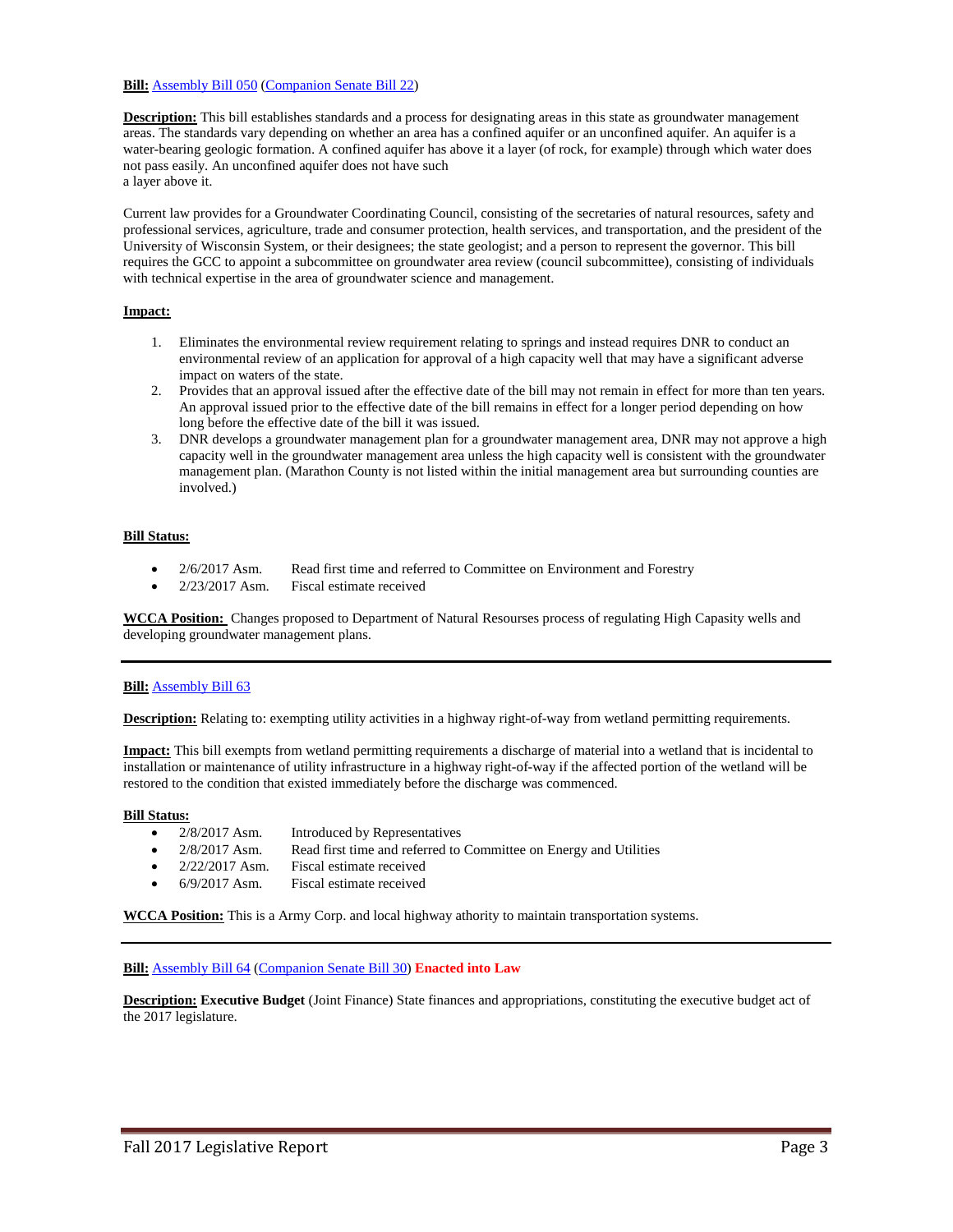**Bill:** Assembly Bill 050 (Companion Senate Bill 22)

**Description:** This bill establishes standards and a process for designating areas in this state as groundwater management areas. The standards vary depending on whether an area has a confined aquifer or an unconfined aquifer. An aquifer is a water-bearing geologic formation. A confined aquifer has above it a layer (of rock, for example) through which water does not pass easily. An unconfined aquifer does not have such
a layer above it.

Current law provides for a Groundwater Coordinating Council, consisting of the secretaries of natural resources, safety and professional services, agriculture, trade and consumer protection, health services, and transportation, and the president of the University of Wisconsin System, or their designees; the state geologist; and a person to represent the governor. This bill requires the GCC to appoint a subcommittee on groundwater area review (council subcommittee), consisting of individuals with technical expertise in the area of groundwater science and management.

**Impact:**

1. Eliminates the environmental review requirement relating to springs and instead requires DNR to conduct an environmental review of an application for approval of a high capacity well that may have a significant adverse impact on waters of the state.
2. Provides that an approval issued after the effective date of the bill may not remain in effect for more than ten years. An approval issued prior to the effective date of the bill remains in effect for a longer period depending on how long before the effective date of the bill it was issued.
3. DNR develops a groundwater management plan for a groundwater management area, DNR may not approve a high capacity well in the groundwater management area unless the high capacity well is consistent with the groundwater management plan. (Marathon County is not listed within the initial management area but surrounding counties are involved.)

**Bill Status:**

- 2/6/2017 Asm. Read first time and referred to Committee on Environment and Forestry
- 2/23/2017 Asm. Fiscal estimate received

**WCCA Position:** Changes proposed to Department of Natural Resourses process of regulating High Capasity wells and developing groundwater management plans.

---

**Bill:** Assembly Bill 63

**Description:** Relating to: exempting utility activities in a highway right-of-way from wetland permitting requirements.

**Impact:** This bill exempts from wetland permitting requirements a discharge of material into a wetland that is incidental to installation or maintenance of utility infrastructure in a highway right-of-way if the affected portion of the wetland will be restored to the condition that existed immediately before the discharge was commenced.

**Bill Status:**

- 2/8/2017 Asm. Introduced by Representatives
- 2/8/2017 Asm. Read first time and referred to Committee on Energy and Utilities
- 2/22/2017 Asm. Fiscal estimate received
- 6/9/2017 Asm. Fiscal estimate received

**WCCA Position:** This is a Army Corp. and local highway athority to maintain transportation systems.

---

**Bill:** Assembly Bill 64 (Companion Senate Bill 30) **Enacted into Law**

**Description:** **Executive Budget** (Joint Finance) State finances and appropriations, constituting the executive budget act of the 2017 legislature.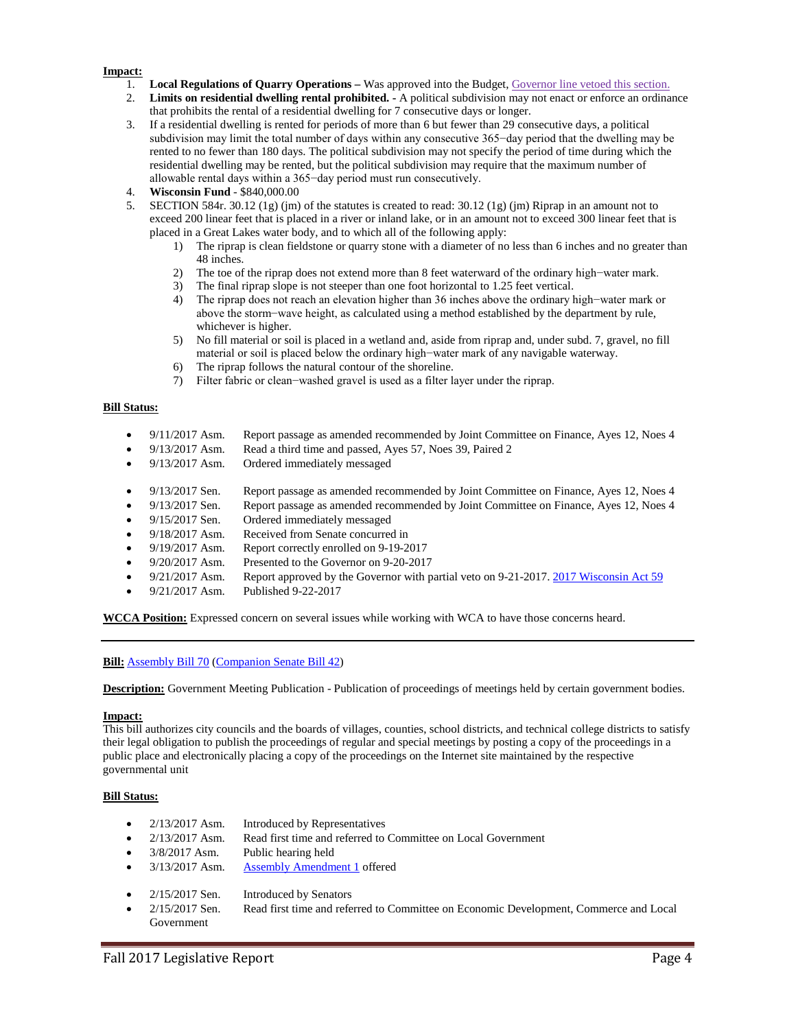**Impact:**

1. **Local Regulations of Quarry Operations –** Was approved into the Budget, Governor line vetoed this section.
2. **Limits on residential dwelling rental prohibited. -** A political subdivision may not enact or enforce an ordinance that prohibits the rental of a residential dwelling for 7 consecutive days or longer.
3. If a residential dwelling is rented for periods of more than 6 but fewer than 29 consecutive days, a political subdivision may limit the total number of days within any consecutive 365−day period that the dwelling may be rented to no fewer than 180 days. The political subdivision may not specify the period of time during which the residential dwelling may be rented, but the political subdivision may require that the maximum number of allowable rental days within a 365−day period must run consecutively.
4. **Wisconsin Fund** - $840,000.00
5. SECTION 584r. 30.12 (1g) (jm) of the statutes is created to read: 30.12 (1g) (jm) Riprap in an amount not to exceed 200 linear feet that is placed in a river or inland lake, or in an amount not to exceed 300 linear feet that is placed in a Great Lakes water body, and to which all of the following apply:
   1) The riprap is clean fieldstone or quarry stone with a diameter of no less than 6 inches and no greater than 48 inches.
   2) The toe of the riprap does not extend more than 8 feet waterward of the ordinary high−water mark.
   3) The final riprap slope is not steeper than one foot horizontal to 1.25 feet vertical.
   4) The riprap does not reach an elevation higher than 36 inches above the ordinary high−water mark or above the storm−wave height, as calculated using a method established by the department by rule, whichever is higher.
   5) No fill material or soil is placed in a wetland and, aside from riprap and, under subd. 7, gravel, no fill material or soil is placed below the ordinary high−water mark of any navigable waterway.
   6) The riprap follows the natural contour of the shoreline.
   7) Filter fabric or clean−washed gravel is used as a filter layer under the riprap.

**Bill Status:**

- 9/11/2017 Asm. Report passage as amended recommended by Joint Committee on Finance, Ayes 12, Noes 4
- 9/13/2017 Asm. Read a third time and passed, Ayes 57, Noes 39, Paired 2
- 9/13/2017 Asm. Ordered immediately messaged

- 9/13/2017 Sen. Report passage as amended recommended by Joint Committee on Finance, Ayes 12, Noes 4
- 9/13/2017 Sen. Report passage as amended recommended by Joint Committee on Finance, Ayes 12, Noes 4
- 9/15/2017 Sen. Ordered immediately messaged
- 9/18/2017 Asm. Received from Senate concurred in
- 9/19/2017 Asm. Report correctly enrolled on 9-19-2017
- 9/20/2017 Asm. Presented to the Governor on 9-20-2017
- 9/21/2017 Asm. Report approved by the Governor with partial veto on 9-21-2017. 2017 Wisconsin Act 59
- 9/21/2017 Asm. Published 9-22-2017

**WCCA Position:** Expressed concern on several issues while working with WCA to have those concerns heard.

---

**Bill:** Assembly Bill 70 (Companion Senate Bill 42)

**Description:** Government Meeting Publication - Publication of proceedings of meetings held by certain government bodies.

**Impact:**
This bill authorizes city councils and the boards of villages, counties, school districts, and technical college districts to satisfy their legal obligation to publish the proceedings of regular and special meetings by posting a copy of the proceedings in a public place and electronically placing a copy of the proceedings on the Internet site maintained by the respective governmental unit

**Bill Status:**

- 2/13/2017 Asm. Introduced by Representatives
- 2/13/2017 Asm. Read first time and referred to Committee on Local Government
- 3/8/2017 Asm. Public hearing held
- 3/13/2017 Asm. Assembly Amendment 1 offered

- 2/15/2017 Sen. Introduced by Senators
- 2/15/2017 Sen. Read first time and referred to Committee on Economic Development, Commerce and Local Government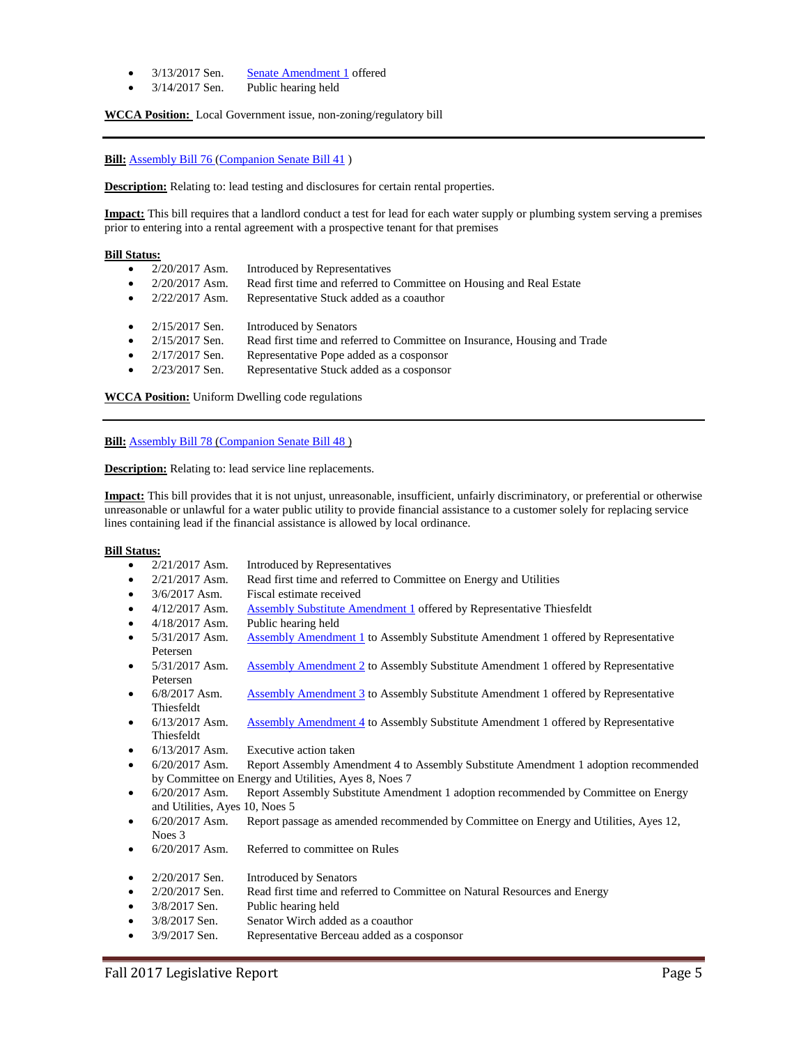- 3/13/2017 Sen. Senate Amendment 1 offered
- 3/14/2017 Sen. Public hearing held

**WCCA Position:** Local Government issue, non-zoning/regulatory bill

---

**Bill:** Assembly Bill 76 (Companion Senate Bill 41 )

**Description:** Relating to: lead testing and disclosures for certain rental properties.

**Impact:** This bill requires that a landlord conduct a test for lead for each water supply or plumbing system serving a premises prior to entering into a rental agreement with a prospective tenant for that premises

**Bill Status:**

- 2/20/2017 Asm. Introduced by Representatives
- 2/20/2017 Asm. Read first time and referred to Committee on Housing and Real Estate
- 2/22/2017 Asm. Representative Stuck added as a coauthor

- 2/15/2017 Sen. Introduced by Senators
- 2/15/2017 Sen. Read first time and referred to Committee on Insurance, Housing and Trade
- 2/17/2017 Sen. Representative Pope added as a cosponsor
- 2/23/2017 Sen. Representative Stuck added as a cosponsor

**WCCA Position:** Uniform Dwelling code regulations

---

**Bill:** Assembly Bill 78 (Companion Senate Bill 48 )

**Description:** Relating to: lead service line replacements.

**Impact:** This bill provides that it is not unjust, unreasonable, insufficient, unfairly discriminatory, or preferential or otherwise unreasonable or unlawful for a water public utility to provide financial assistance to a customer solely for replacing service lines containing lead if the financial assistance is allowed by local ordinance.

**Bill Status:**

- 2/21/2017 Asm. Introduced by Representatives
- 2/21/2017 Asm. Read first time and referred to Committee on Energy and Utilities
- 3/6/2017 Asm. Fiscal estimate received
- 4/12/2017 Asm. Assembly Substitute Amendment 1 offered by Representative Thiesfeldt
- 4/18/2017 Asm. Public hearing held
- 5/31/2017 Asm. Assembly Amendment 1 to Assembly Substitute Amendment 1 offered by Representative Petersen
- 5/31/2017 Asm. Assembly Amendment 2 to Assembly Substitute Amendment 1 offered by Representative Petersen
- 6/8/2017 Asm. Assembly Amendment 3 to Assembly Substitute Amendment 1 offered by Representative Thiesfeldt
- 6/13/2017 Asm. Assembly Amendment 4 to Assembly Substitute Amendment 1 offered by Representative Thiesfeldt
- 6/13/2017 Asm. Executive action taken
- 6/20/2017 Asm. Report Assembly Amendment 4 to Assembly Substitute Amendment 1 adoption recommended by Committee on Energy and Utilities, Ayes 8, Noes 7
- 6/20/2017 Asm. Report Assembly Substitute Amendment 1 adoption recommended by Committee on Energy and Utilities, Ayes 10, Noes 5
- 6/20/2017 Asm. Report passage as amended recommended by Committee on Energy and Utilities, Ayes 12, Noes 3
- 6/20/2017 Asm. Referred to committee on Rules

- 2/20/2017 Sen. Introduced by Senators
- 2/20/2017 Sen. Read first time and referred to Committee on Natural Resources and Energy
- 3/8/2017 Sen. Public hearing held
- 3/8/2017 Sen. Senator Wirch added as a coauthor
- 3/9/2017 Sen. Representative Berceau added as a cosponsor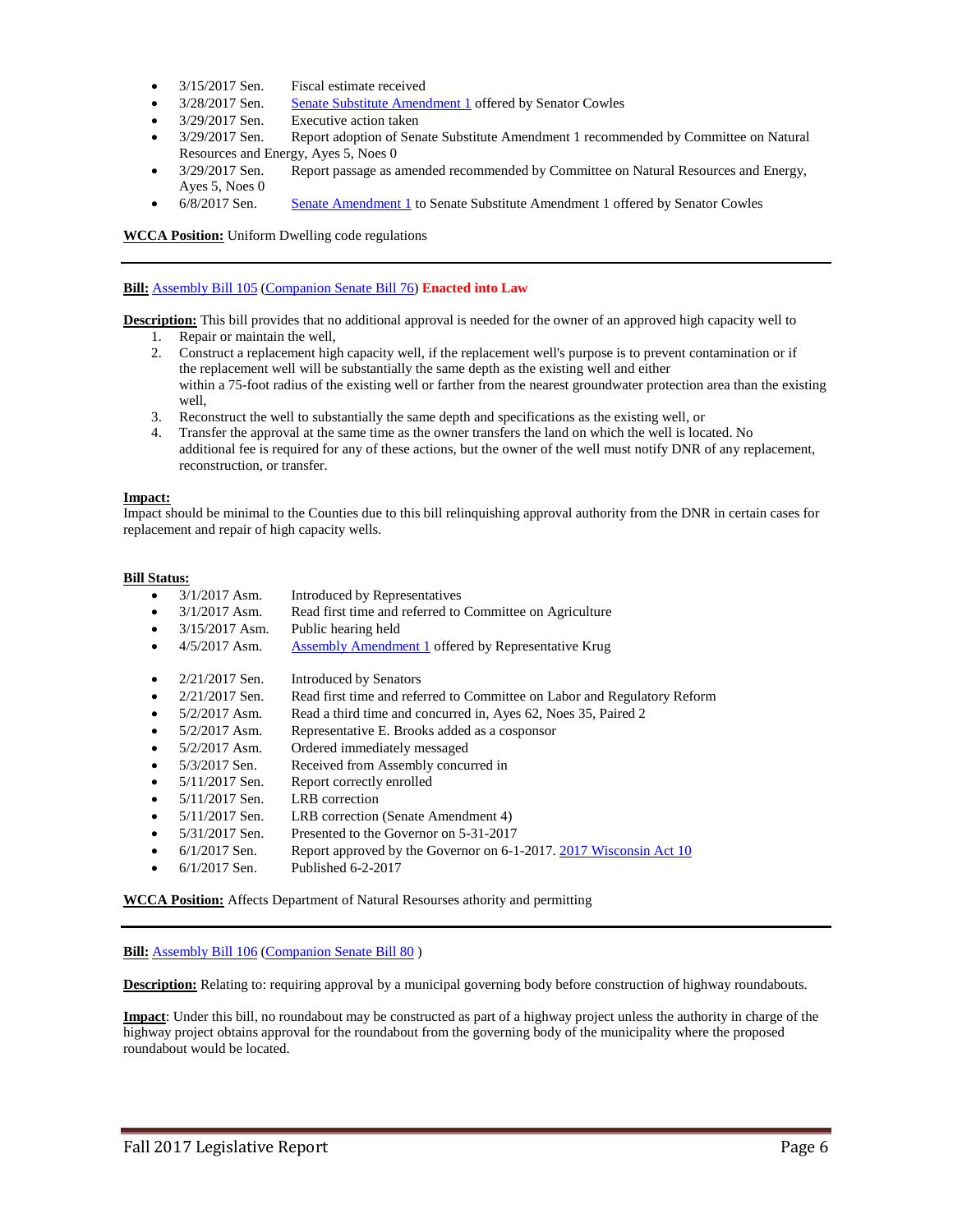- 3/15/2017 Sen. Fiscal estimate received
- 3/28/2017 Sen. Senate Substitute Amendment 1 offered by Senator Cowles
- 3/29/2017 Sen. Executive action taken
- 3/29/2017 Sen. Report adoption of Senate Substitute Amendment 1 recommended by Committee on Natural Resources and Energy, Ayes 5, Noes 0
- 3/29/2017 Sen. Report passage as amended recommended by Committee on Natural Resources and Energy, Ayes 5, Noes 0
- 6/8/2017 Sen. Senate Amendment 1 to Senate Substitute Amendment 1 offered by Senator Cowles

**WCCA Position:** Uniform Dwelling code regulations

---

**Bill:** Assembly Bill 105 (Companion Senate Bill 76) **Enacted into Law**

**Description:** This bill provides that no additional approval is needed for the owner of an approved high capacity well to

1. Repair or maintain the well,
2. Construct a replacement high capacity well, if the replacement well's purpose is to prevent contamination or if the replacement well will be substantially the same depth as the existing well and either within a 75-foot radius of the existing well or farther from the nearest groundwater protection area than the existing well,
3. Reconstruct the well to substantially the same depth and specifications as the existing well, or
4. Transfer the approval at the same time as the owner transfers the land on which the well is located. No additional fee is required for any of these actions, but the owner of the well must notify DNR of any replacement, reconstruction, or transfer.

**Impact:**
Impact should be minimal to the Counties due to this bill relinquishing approval authority from the DNR in certain cases for replacement and repair of high capacity wells.

**Bill Status:**

- 3/1/2017 Asm. Introduced by Representatives
- 3/1/2017 Asm. Read first time and referred to Committee on Agriculture
- 3/15/2017 Asm. Public hearing held
- 4/5/2017 Asm. Assembly Amendment 1 offered by Representative Krug

- 2/21/2017 Sen. Introduced by Senators
- 2/21/2017 Sen. Read first time and referred to Committee on Labor and Regulatory Reform
- 5/2/2017 Asm. Read a third time and concurred in, Ayes 62, Noes 35, Paired 2
- 5/2/2017 Asm. Representative E. Brooks added as a cosponsor
- 5/2/2017 Asm. Ordered immediately messaged
- 5/3/2017 Sen. Received from Assembly concurred in
- 5/11/2017 Sen. Report correctly enrolled
- 5/11/2017 Sen. LRB correction
- 5/11/2017 Sen. LRB correction (Senate Amendment 4)
- 5/31/2017 Sen. Presented to the Governor on 5-31-2017
- 6/1/2017 Sen. Report approved by the Governor on 6-1-2017. 2017 Wisconsin Act 10
- 6/1/2017 Sen. Published 6-2-2017

**WCCA Position:** Affects Department of Natural Resourses athority and permitting

---

**Bill:** Assembly Bill 106 (Companion Senate Bill 80 )

**Description:** Relating to: requiring approval by a municipal governing body before construction of highway roundabouts.

**Impact**: Under this bill, no roundabout may be constructed as part of a highway project unless the authority in charge of the highway project obtains approval for the roundabout from the governing body of the municipality where the proposed roundabout would be located.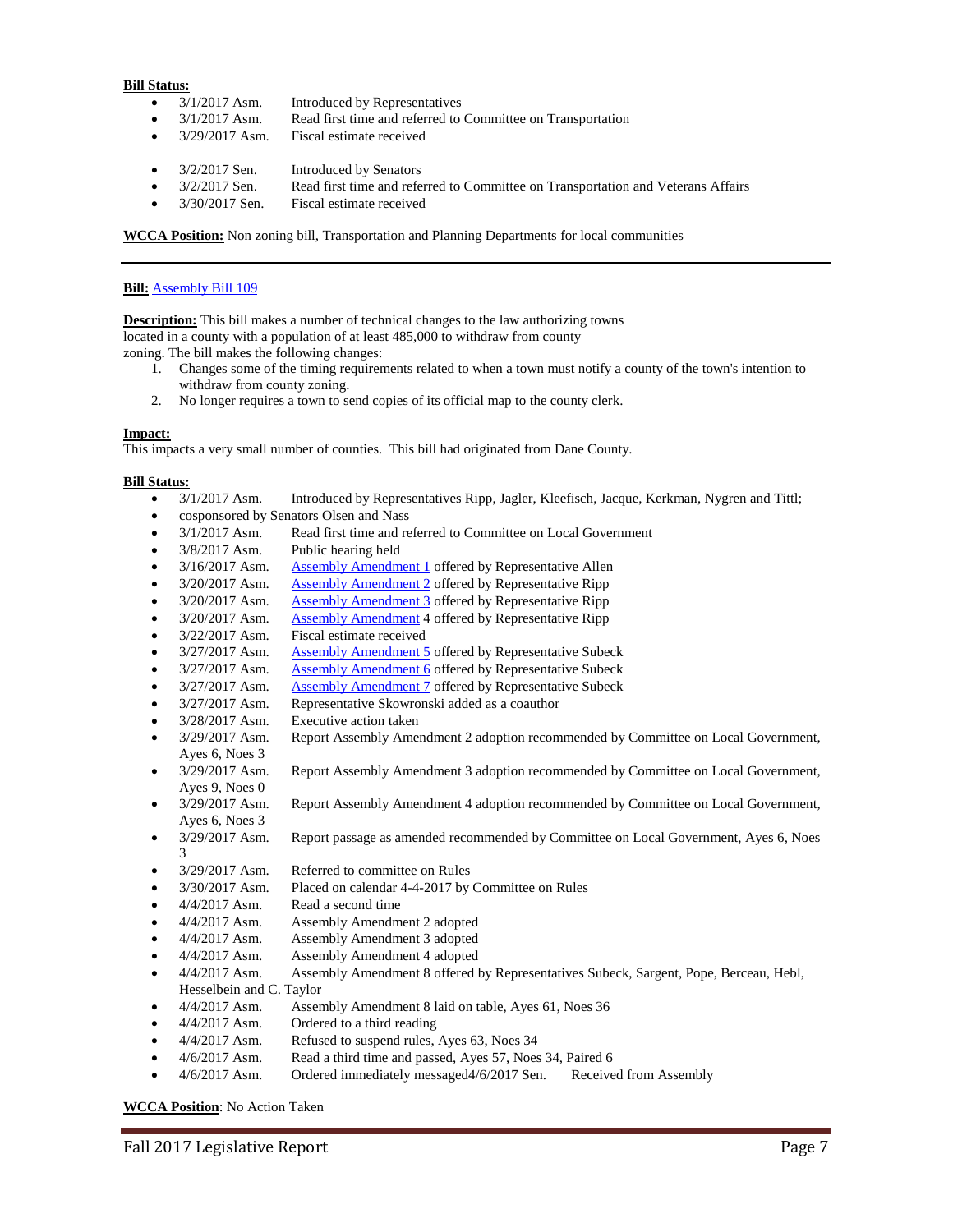**Bill Status:**

- 3/1/2017 Asm. Introduced by Representatives
- 3/1/2017 Asm. Read first time and referred to Committee on Transportation
- 3/29/2017 Asm. Fiscal estimate received

- 3/2/2017 Sen. Introduced by Senators
- 3/2/2017 Sen. Read first time and referred to Committee on Transportation and Veterans Affairs
- 3/30/2017 Sen. Fiscal estimate received

**WCCA Position:** Non zoning bill, Transportation and Planning Departments for local communities

---

**Bill:** [Assembly Bill 109]

**Description:** This bill makes a number of technical changes to the law authorizing towns located in a county with a population of at least 485,000 to withdraw from county zoning. The bill makes the following changes:

1. Changes some of the timing requirements related to when a town must notify a county of the town's intention to withdraw from county zoning.
2. No longer requires a town to send copies of its official map to the county clerk.

**Impact:**
This impacts a very small number of counties. This bill had originated from Dane County.

**Bill Status:**

- 3/1/2017 Asm. Introduced by Representatives Ripp, Jagler, Kleefisch, Jacque, Kerkman, Nygren and Tittl;
- cosponsored by Senators Olsen and Nass
- 3/1/2017 Asm. Read first time and referred to Committee on Local Government
- 3/8/2017 Asm. Public hearing held
- 3/16/2017 Asm. [Assembly Amendment 1] offered by Representative Allen
- 3/20/2017 Asm. [Assembly Amendment 2] offered by Representative Ripp
- 3/20/2017 Asm. [Assembly Amendment 3] offered by Representative Ripp
- 3/20/2017 Asm. [Assembly Amendment] 4 offered by Representative Ripp
- 3/22/2017 Asm. Fiscal estimate received
- 3/27/2017 Asm. [Assembly Amendment 5] offered by Representative Subeck
- 3/27/2017 Asm. [Assembly Amendment 6] offered by Representative Subeck
- 3/27/2017 Asm. [Assembly Amendment 7] offered by Representative Subeck
- 3/27/2017 Asm. Representative Skowronski added as a coauthor
- 3/28/2017 Asm. Executive action taken
- 3/29/2017 Asm. Report Assembly Amendment 2 adoption recommended by Committee on Local Government, Ayes 6, Noes 3
- 3/29/2017 Asm. Report Assembly Amendment 3 adoption recommended by Committee on Local Government, Ayes 9, Noes 0
- 3/29/2017 Asm. Report Assembly Amendment 4 adoption recommended by Committee on Local Government, Ayes 6, Noes 3
- 3/29/2017 Asm. Report passage as amended recommended by Committee on Local Government, Ayes 6, Noes 3
- 3/29/2017 Asm. Referred to committee on Rules
- 3/30/2017 Asm. Placed on calendar 4-4-2017 by Committee on Rules
- 4/4/2017 Asm. Read a second time
- 4/4/2017 Asm. Assembly Amendment 2 adopted
- 4/4/2017 Asm. Assembly Amendment 3 adopted
- 4/4/2017 Asm. Assembly Amendment 4 adopted
- 4/4/2017 Asm. Assembly Amendment 8 offered by Representatives Subeck, Sargent, Pope, Berceau, Hebl, Hesselbein and C. Taylor
- 4/4/2017 Asm. Assembly Amendment 8 laid on table, Ayes 61, Noes 36
- 4/4/2017 Asm. Ordered to a third reading
- 4/4/2017 Asm. Refused to suspend rules, Ayes 63, Noes 34
- 4/6/2017 Asm. Read a third time and passed, Ayes 57, Noes 34, Paired 6
- 4/6/2017 Asm. Ordered immediately messaged4/6/2017 Sen. Received from Assembly

**WCCA Position**: No Action Taken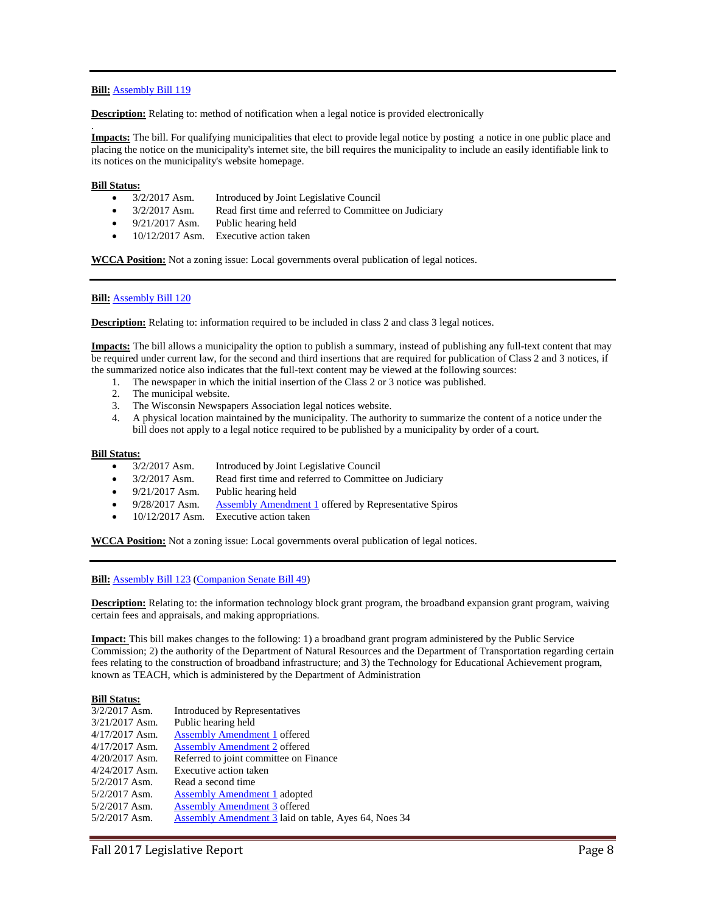---

**Bill:** [Assembly Bill 119]

**Description:** Relating to: method of notification when a legal notice is provided electronically

.
**Impacts:** The bill. For qualifying municipalities that elect to provide legal notice by posting a notice in one public place and placing the notice on the municipality's internet site, the bill requires the municipality to include an easily identifiable link to its notices on the municipality's website homepage.

**Bill Status:**

- 3/2/2017 Asm. Introduced by Joint Legislative Council
- 3/2/2017 Asm. Read first time and referred to Committee on Judiciary
- 9/21/2017 Asm. Public hearing held
- 10/12/2017 Asm. Executive action taken

**WCCA Position:** Not a zoning issue: Local governments overal publication of legal notices.

---

**Bill:** [Assembly Bill 120]

**Description:** Relating to: information required to be included in class 2 and class 3 legal notices.

**Impacts:** The bill allows a municipality the option to publish a summary, instead of publishing any full-text content that may be required under current law, for the second and third insertions that are required for publication of Class 2 and 3 notices, if the summarized notice also indicates that the full-text content may be viewed at the following sources:

1. The newspaper in which the initial insertion of the Class 2 or 3 notice was published.
2. The municipal website.
3. The Wisconsin Newspapers Association legal notices website.
4. A physical location maintained by the municipality. The authority to summarize the content of a notice under the bill does not apply to a legal notice required to be published by a municipality by order of a court.

**Bill Status:**

- 3/2/2017 Asm. Introduced by Joint Legislative Council
- 3/2/2017 Asm. Read first time and referred to Committee on Judiciary
- 9/21/2017 Asm. Public hearing held
- 9/28/2017 Asm. [Assembly Amendment 1] offered by Representative Spiros
- 10/12/2017 Asm. Executive action taken

**WCCA Position:** Not a zoning issue: Local governments overal publication of legal notices.

---

**Bill:** [Assembly Bill 123] ([Companion Senate Bill 49])

**Description:** Relating to: the information technology block grant program, the broadband expansion grant program, waiving certain fees and appraisals, and making appropriations.

**Impact:** This bill makes changes to the following: 1) a broadband grant program administered by the Public Service Commission; 2) the authority of the Department of Natural Resources and the Department of Transportation regarding certain fees relating to the construction of broadband infrastructure; and 3) the Technology for Educational Achievement program, known as TEACH, which is administered by the Department of Administration

**Bill Status:**

3/2/2017 Asm. Introduced by Representatives
3/21/2017 Asm. Public hearing held
4/17/2017 Asm. [Assembly Amendment 1] offered
4/17/2017 Asm. [Assembly Amendment 2] offered
4/20/2017 Asm. Referred to joint committee on Finance
4/24/2017 Asm. Executive action taken
5/2/2017 Asm. Read a second time
5/2/2017 Asm. [Assembly Amendment 1] adopted
5/2/2017 Asm. [Assembly Amendment 3] offered
5/2/2017 Asm. [Assembly Amendment 3] laid on table, Ayes 64, Noes 34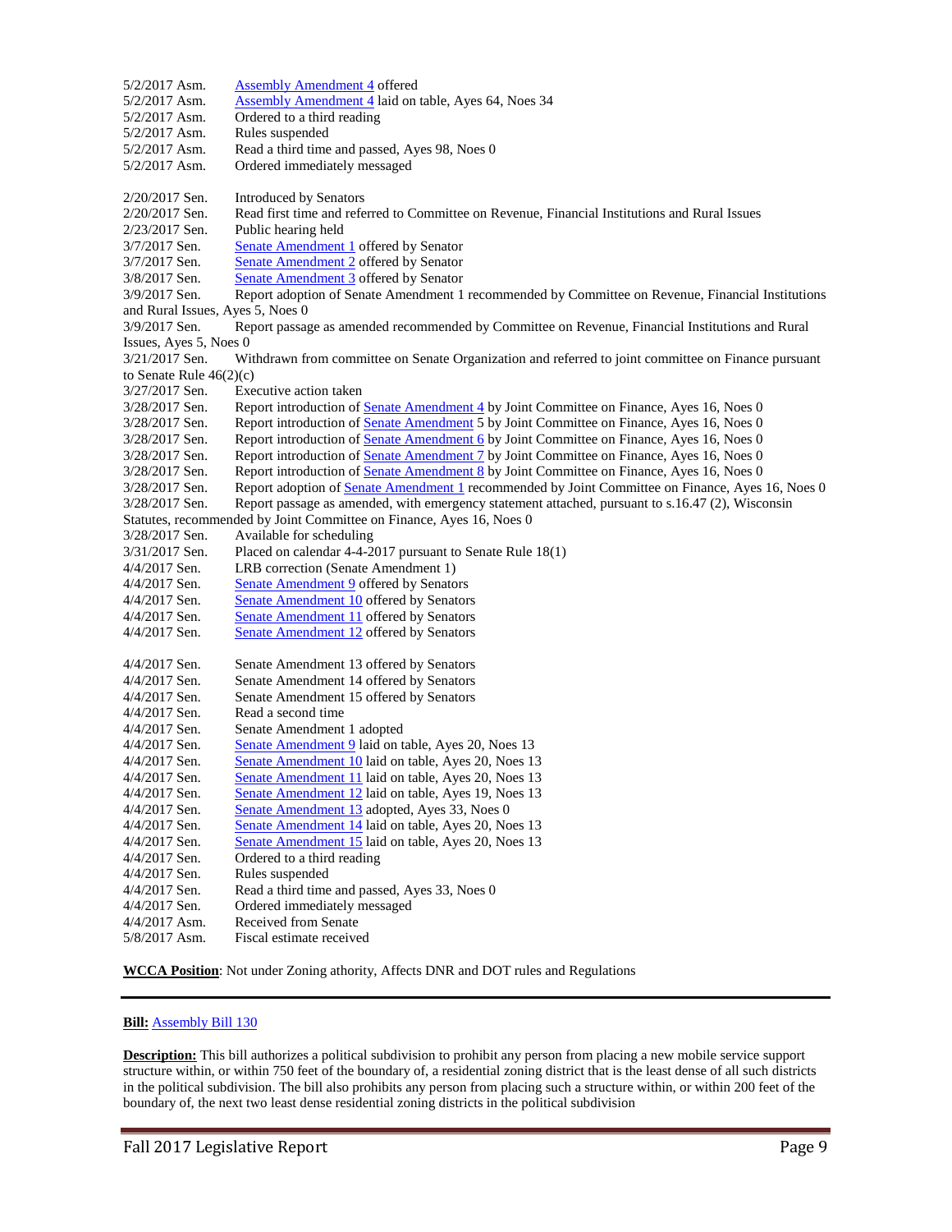5/2/2017 Asm. Assembly Amendment 4 offered
5/2/2017 Asm. Assembly Amendment 4 laid on table, Ayes 64, Noes 34
5/2/2017 Asm. Ordered to a third reading
5/2/2017 Asm. Rules suspended
5/2/2017 Asm. Read a third time and passed, Ayes 98, Noes 0
5/2/2017 Asm. Ordered immediately messaged

2/20/2017 Sen. Introduced by Senators
2/20/2017 Sen. Read first time and referred to Committee on Revenue, Financial Institutions and Rural Issues
2/23/2017 Sen. Public hearing held
3/7/2017 Sen. Senate Amendment 1 offered by Senator
3/7/2017 Sen. Senate Amendment 2 offered by Senator
3/8/2017 Sen. Senate Amendment 3 offered by Senator
3/9/2017 Sen. Report adoption of Senate Amendment 1 recommended by Committee on Revenue, Financial Institutions and Rural Issues, Ayes 5, Noes 0
3/9/2017 Sen. Report passage as amended recommended by Committee on Revenue, Financial Institutions and Rural Issues, Ayes 5, Noes 0
3/21/2017 Sen. Withdrawn from committee on Senate Organization and referred to joint committee on Finance pursuant to Senate Rule 46(2)(c)
3/27/2017 Sen. Executive action taken
3/28/2017 Sen. Report introduction of Senate Amendment 4 by Joint Committee on Finance, Ayes 16, Noes 0
3/28/2017 Sen. Report introduction of Senate Amendment 5 by Joint Committee on Finance, Ayes 16, Noes 0
3/28/2017 Sen. Report introduction of Senate Amendment 6 by Joint Committee on Finance, Ayes 16, Noes 0
3/28/2017 Sen. Report introduction of Senate Amendment 7 by Joint Committee on Finance, Ayes 16, Noes 0
3/28/2017 Sen. Report introduction of Senate Amendment 8 by Joint Committee on Finance, Ayes 16, Noes 0
3/28/2017 Sen. Report adoption of Senate Amendment 1 recommended by Joint Committee on Finance, Ayes 16, Noes 0
3/28/2017 Sen. Report passage as amended, with emergency statement attached, pursuant to s.16.47 (2), Wisconsin Statutes, recommended by Joint Committee on Finance, Ayes 16, Noes 0
3/28/2017 Sen. Available for scheduling
3/31/2017 Sen. Placed on calendar 4-4-2017 pursuant to Senate Rule 18(1)
4/4/2017 Sen. LRB correction (Senate Amendment 1)
4/4/2017 Sen. Senate Amendment 9 offered by Senators
4/4/2017 Sen. Senate Amendment 10 offered by Senators
4/4/2017 Sen. Senate Amendment 11 offered by Senators
4/4/2017 Sen. Senate Amendment 12 offered by Senators

4/4/2017 Sen. Senate Amendment 13 offered by Senators
4/4/2017 Sen. Senate Amendment 14 offered by Senators
4/4/2017 Sen. Senate Amendment 15 offered by Senators
4/4/2017 Sen. Read a second time
4/4/2017 Sen. Senate Amendment 1 adopted
4/4/2017 Sen. Senate Amendment 9 laid on table, Ayes 20, Noes 13
4/4/2017 Sen. Senate Amendment 10 laid on table, Ayes 20, Noes 13
4/4/2017 Sen. Senate Amendment 11 laid on table, Ayes 20, Noes 13
4/4/2017 Sen. Senate Amendment 12 laid on table, Ayes 19, Noes 13
4/4/2017 Sen. Senate Amendment 13 adopted, Ayes 33, Noes 0
4/4/2017 Sen. Senate Amendment 14 laid on table, Ayes 20, Noes 13
4/4/2017 Sen. Senate Amendment 15 laid on table, Ayes 20, Noes 13
4/4/2017 Sen. Ordered to a third reading
4/4/2017 Sen. Rules suspended
4/4/2017 Sen. Read a third time and passed, Ayes 33, Noes 0
4/4/2017 Sen. Ordered immediately messaged
4/4/2017 Asm. Received from Senate
5/8/2017 Asm. Fiscal estimate received

**WCCA Position**: Not under Zoning athority, Affects DNR and DOT rules and Regulations

---

**Bill:** Assembly Bill 130

**Description:** This bill authorizes a political subdivision to prohibit any person from placing a new mobile service support structure within, or within 750 feet of the boundary of, a residential zoning district that is the least dense of all such districts in the political subdivision. The bill also prohibits any person from placing such a structure within, or within 200 feet of the boundary of, the next two least dense residential zoning districts in the political subdivision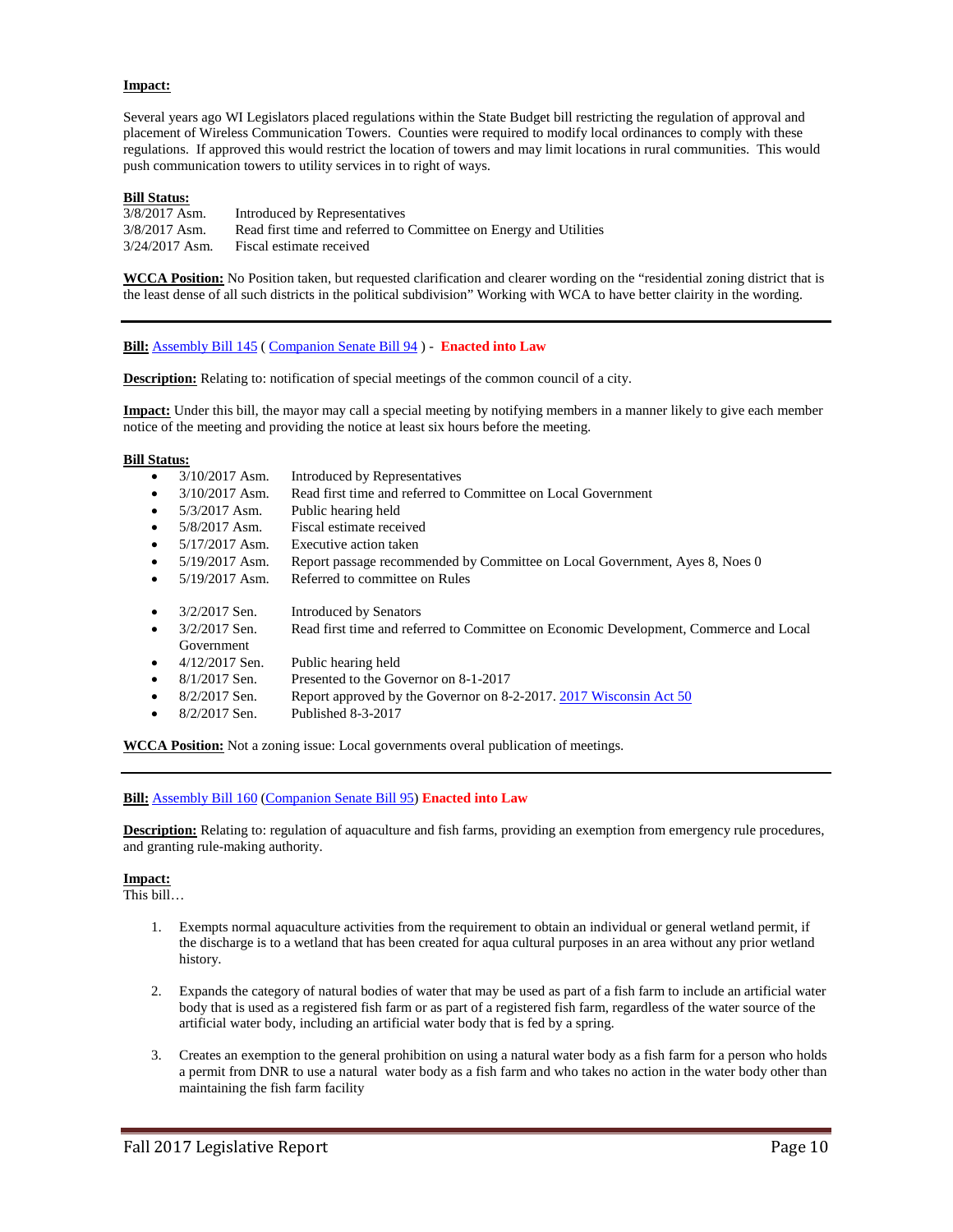**Impact:**

Several years ago WI Legislators placed regulations within the State Budget bill restricting the regulation of approval and placement of Wireless Communication Towers. Counties were required to modify local ordinances to comply with these regulations. If approved this would restrict the location of towers and may limit locations in rural communities. This would push communication towers to utility services in to right of ways.

**Bill Status:**

| | |
|---|---|
| 3/8/2017 Asm. | Introduced by Representatives |
| 3/8/2017 Asm. | Read first time and referred to Committee on Energy and Utilities |
| 3/24/2017 Asm. | Fiscal estimate received |

**WCCA Position:** No Position taken, but requested clarification and clearer wording on the “residential zoning district that is the least dense of all such districts in the political subdivision” Working with WCA to have better clairity in the wording.

---

**Bill:** Assembly Bill 145 ( Companion Senate Bill 94 ) - **Enacted into Law**

**Description:** Relating to: notification of special meetings of the common council of a city.

**Impact:** Under this bill, the mayor may call a special meeting by notifying members in a manner likely to give each member notice of the meeting and providing the notice at least six hours before the meeting.

**Bill Status:**

- 3/10/2017 Asm. Introduced by Representatives
- 3/10/2017 Asm. Read first time and referred to Committee on Local Government
- 5/3/2017 Asm. Public hearing held
- 5/8/2017 Asm. Fiscal estimate received
- 5/17/2017 Asm. Executive action taken
- 5/19/2017 Asm. Report passage recommended by Committee on Local Government, Ayes 8, Noes 0
- 5/19/2017 Asm. Referred to committee on Rules

- 3/2/2017 Sen. Introduced by Senators
- 3/2/2017 Sen. Read first time and referred to Committee on Economic Development, Commerce and Local Government
- 4/12/2017 Sen. Public hearing held
- 8/1/2017 Sen. Presented to the Governor on 8-1-2017
- 8/2/2017 Sen. Report approved by the Governor on 8-2-2017. 2017 Wisconsin Act 50
- 8/2/2017 Sen. Published 8-3-2017

**WCCA Position:** Not a zoning issue: Local governments overal publication of meetings.

---

**Bill:** Assembly Bill 160 (Companion Senate Bill 95) **Enacted into Law**

**Description:** Relating to: regulation of aquaculture and fish farms, providing an exemption from emergency rule procedures, and granting rule-making authority.

**Impact:**
This bill…

1. Exempts normal aquaculture activities from the requirement to obtain an individual or general wetland permit, if the discharge is to a wetland that has been created for aqua cultural purposes in an area without any prior wetland history.

2. Expands the category of natural bodies of water that may be used as part of a fish farm to include an artificial water body that is used as a registered fish farm or as part of a registered fish farm, regardless of the water source of the artificial water body, including an artificial water body that is fed by a spring.

3. Creates an exemption to the general prohibition on using a natural water body as a fish farm for a person who holds a permit from DNR to use a natural water body as a fish farm and who takes no action in the water body other than maintaining the fish farm facility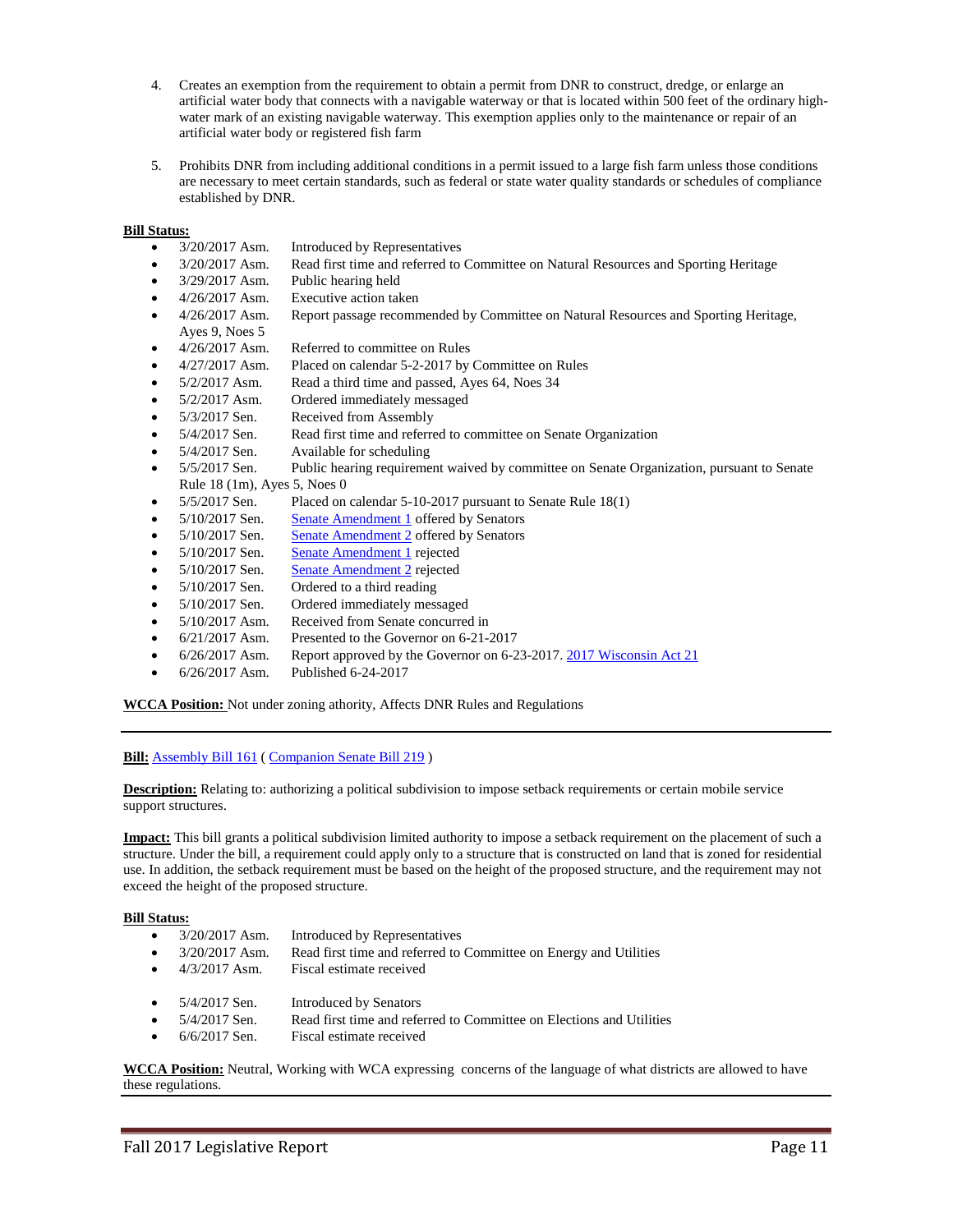4. Creates an exemption from the requirement to obtain a permit from DNR to construct, dredge, or enlarge an artificial water body that connects with a navigable waterway or that is located within 500 feet of the ordinary high-water mark of an existing navigable waterway. This exemption applies only to the maintenance or repair of an artificial water body or registered fish farm

5. Prohibits DNR from including additional conditions in a permit issued to a large fish farm unless those conditions are necessary to meet certain standards, such as federal or state water quality standards or schedules of compliance established by DNR.

**Bill Status:**

- 3/20/2017 Asm. Introduced by Representatives
- 3/20/2017 Asm. Read first time and referred to Committee on Natural Resources and Sporting Heritage
- 3/29/2017 Asm. Public hearing held
- 4/26/2017 Asm. Executive action taken
- 4/26/2017 Asm. Report passage recommended by Committee on Natural Resources and Sporting Heritage, Ayes 9, Noes 5
- 4/26/2017 Asm. Referred to committee on Rules
- 4/27/2017 Asm. Placed on calendar 5-2-2017 by Committee on Rules
- 5/2/2017 Asm. Read a third time and passed, Ayes 64, Noes 34
- 5/2/2017 Asm. Ordered immediately messaged
- 5/3/2017 Sen. Received from Assembly
- 5/4/2017 Sen. Read first time and referred to committee on Senate Organization
- 5/4/2017 Sen. Available for scheduling
- 5/5/2017 Sen. Public hearing requirement waived by committee on Senate Organization, pursuant to Senate Rule 18 (1m), Ayes 5, Noes 0
- 5/5/2017 Sen. Placed on calendar 5-10-2017 pursuant to Senate Rule 18(1)
- 5/10/2017 Sen. Senate Amendment 1 offered by Senators
- 5/10/2017 Sen. Senate Amendment 2 offered by Senators
- 5/10/2017 Sen. Senate Amendment 1 rejected
- 5/10/2017 Sen. Senate Amendment 2 rejected
- 5/10/2017 Sen. Ordered to a third reading
- 5/10/2017 Sen. Ordered immediately messaged
- 5/10/2017 Asm. Received from Senate concurred in
- 6/21/2017 Asm. Presented to the Governor on 6-21-2017
- 6/26/2017 Asm. Report approved by the Governor on 6-23-2017. 2017 Wisconsin Act 21
- 6/26/2017 Asm. Published 6-24-2017

**WCCA Position:** Not under zoning athority, Affects DNR Rules and Regulations

---

**Bill:** Assembly Bill 161 ( Companion Senate Bill 219 )

**Description:** Relating to: authorizing a political subdivision to impose setback requirements or certain mobile service support structures.

**Impact:** This bill grants a political subdivision limited authority to impose a setback requirement on the placement of such a structure. Under the bill, a requirement could apply only to a structure that is constructed on land that is zoned for residential use. In addition, the setback requirement must be based on the height of the proposed structure, and the requirement may not exceed the height of the proposed structure.

**Bill Status:**

- 3/20/2017 Asm. Introduced by Representatives
- 3/20/2017 Asm. Read first time and referred to Committee on Energy and Utilities
- 4/3/2017 Asm. Fiscal estimate received

- 5/4/2017 Sen. Introduced by Senators
- 5/4/2017 Sen. Read first time and referred to Committee on Elections and Utilities
- 6/6/2017 Sen. Fiscal estimate received

**WCCA Position:** Neutral, Working with WCA expressing concerns of the language of what districts are allowed to have these regulations.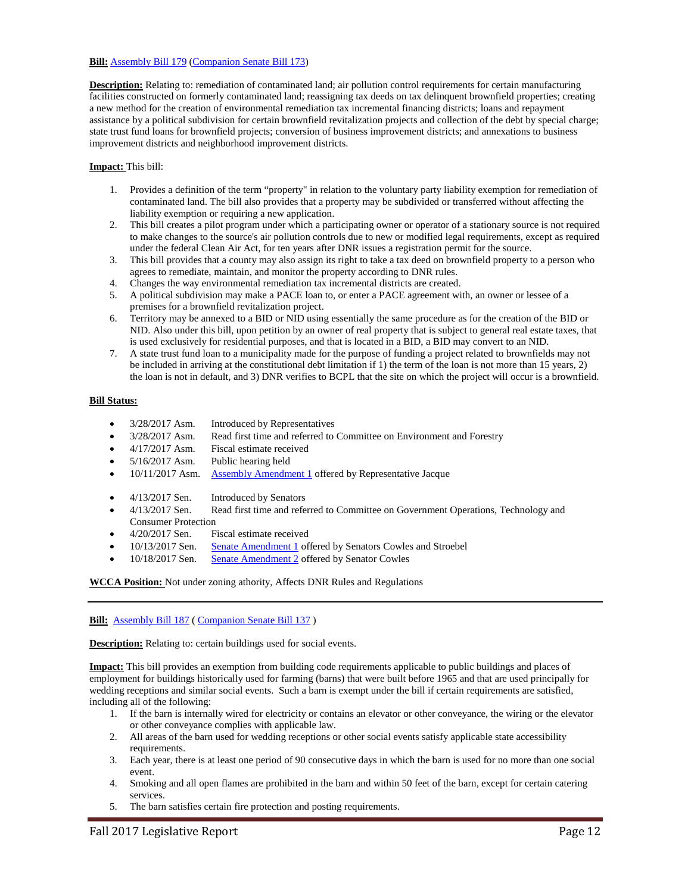**Bill:** Assembly Bill 179 (Companion Senate Bill 173)

**Description:** Relating to: remediation of contaminated land; air pollution control requirements for certain manufacturing facilities constructed on formerly contaminated land; reassigning tax deeds on tax delinquent brownfield properties; creating a new method for the creation of environmental remediation tax incremental financing districts; loans and repayment assistance by a political subdivision for certain brownfield revitalization projects and collection of the debt by special charge; state trust fund loans for brownfield projects; conversion of business improvement districts; and annexations to business improvement districts and neighborhood improvement districts.

**Impact:** This bill:

1. Provides a definition of the term "property" in relation to the voluntary party liability exemption for remediation of contaminated land. The bill also provides that a property may be subdivided or transferred without affecting the liability exemption or requiring a new application.
2. This bill creates a pilot program under which a participating owner or operator of a stationary source is not required to make changes to the source's air pollution controls due to new or modified legal requirements, except as required under the federal Clean Air Act, for ten years after DNR issues a registration permit for the source.
3. This bill provides that a county may also assign its right to take a tax deed on brownfield property to a person who agrees to remediate, maintain, and monitor the property according to DNR rules.
4. Changes the way environmental remediation tax incremental districts are created.
5. A political subdivision may make a PACE loan to, or enter a PACE agreement with, an owner or lessee of a premises for a brownfield revitalization project.
6. Territory may be annexed to a BID or NID using essentially the same procedure as for the creation of the BID or NID. Also under this bill, upon petition by an owner of real property that is subject to general real estate taxes, that is used exclusively for residential purposes, and that is located in a BID, a BID may convert to an NID.
7. A state trust fund loan to a municipality made for the purpose of funding a project related to brownfields may not be included in arriving at the constitutional debt limitation if 1) the term of the loan is not more than 15 years, 2) the loan is not in default, and 3) DNR verifies to BCPL that the site on which the project will occur is a brownfield.

**Bill Status:**

- 3/28/2017 Asm. Introduced by Representatives
- 3/28/2017 Asm. Read first time and referred to Committee on Environment and Forestry
- 4/17/2017 Asm. Fiscal estimate received
- 5/16/2017 Asm. Public hearing held
- 10/11/2017 Asm. Assembly Amendment 1 offered by Representative Jacque

- 4/13/2017 Sen. Introduced by Senators
- 4/13/2017 Sen. Read first time and referred to Committee on Government Operations, Technology and Consumer Protection
- 4/20/2017 Sen. Fiscal estimate received
- 10/13/2017 Sen. Senate Amendment 1 offered by Senators Cowles and Stroebel
- 10/18/2017 Sen. Senate Amendment 2 offered by Senator Cowles

**WCCA Position:** Not under zoning athority, Affects DNR Rules and Regulations

---

**Bill:** Assembly Bill 187 ( Companion Senate Bill 137 )

**Description:** Relating to: certain buildings used for social events.

**Impact:** This bill provides an exemption from building code requirements applicable to public buildings and places of employment for buildings historically used for farming (barns) that were built before 1965 and that are used principally for wedding receptions and similar social events. Such a barn is exempt under the bill if certain requirements are satisfied, including all of the following:

1. If the barn is internally wired for electricity or contains an elevator or other conveyance, the wiring or the elevator or other conveyance complies with applicable law.
2. All areas of the barn used for wedding receptions or other social events satisfy applicable state accessibility requirements.
3. Each year, there is at least one period of 90 consecutive days in which the barn is used for no more than one social event.
4. Smoking and all open flames are prohibited in the barn and within 50 feet of the barn, except for certain catering services.
5. The barn satisfies certain fire protection and posting requirements.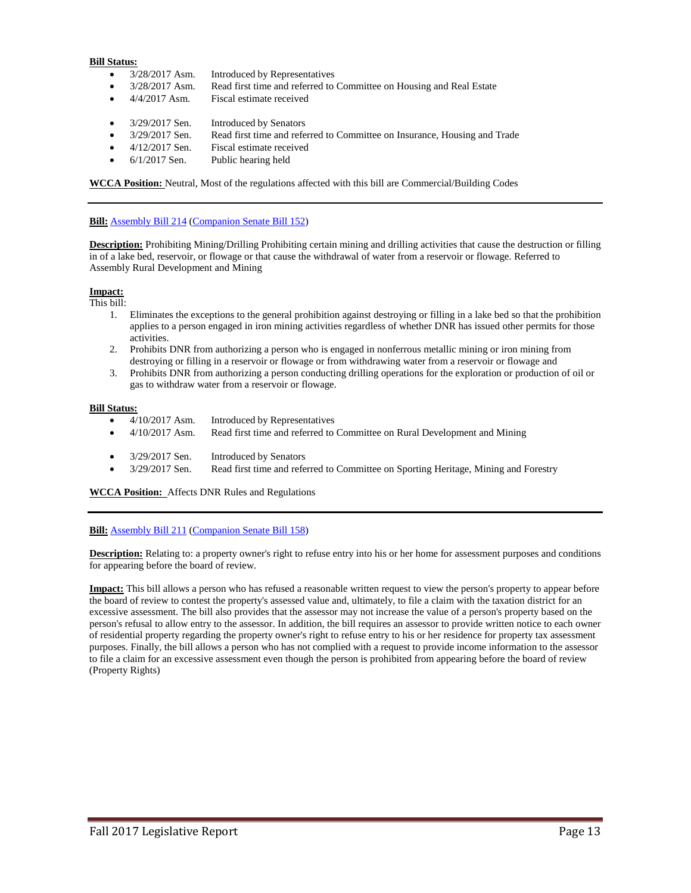**Bill Status:**

- 3/28/2017 Asm. Introduced by Representatives
- 3/28/2017 Asm. Read first time and referred to Committee on Housing and Real Estate
- 4/4/2017 Asm. Fiscal estimate received

- 3/29/2017 Sen. Introduced by Senators
- 3/29/2017 Sen. Read first time and referred to Committee on Insurance, Housing and Trade
- 4/12/2017 Sen. Fiscal estimate received
- 6/1/2017 Sen. Public hearing held

**WCCA Position:** Neutral, Most of the regulations affected with this bill are Commercial/Building Codes

---

**Bill:** Assembly Bill 214 (Companion Senate Bill 152)

**Description:** Prohibiting Mining/Drilling Prohibiting certain mining and drilling activities that cause the destruction or filling in of a lake bed, reservoir, or flowage or that cause the withdrawal of water from a reservoir or flowage. Referred to Assembly Rural Development and Mining

**Impact:**
This bill:

1. Eliminates the exceptions to the general prohibition against destroying or filling in a lake bed so that the prohibition applies to a person engaged in iron mining activities regardless of whether DNR has issued other permits for those activities.
2. Prohibits DNR from authorizing a person who is engaged in nonferrous metallic mining or iron mining from destroying or filling in a reservoir or flowage or from withdrawing water from a reservoir or flowage and
3. Prohibits DNR from authorizing a person conducting drilling operations for the exploration or production of oil or gas to withdraw water from a reservoir or flowage.

**Bill Status:**

- 4/10/2017 Asm. Introduced by Representatives
- 4/10/2017 Asm. Read first time and referred to Committee on Rural Development and Mining

- 3/29/2017 Sen. Introduced by Senators
- 3/29/2017 Sen. Read first time and referred to Committee on Sporting Heritage, Mining and Forestry

**WCCA Position:** Affects DNR Rules and Regulations

---

**Bill:** Assembly Bill 211 (Companion Senate Bill 158)

**Description:** Relating to: a property owner's right to refuse entry into his or her home for assessment purposes and conditions for appearing before the board of review.

**Impact:** This bill allows a person who has refused a reasonable written request to view the person's property to appear before the board of review to contest the property's assessed value and, ultimately, to file a claim with the taxation district for an excessive assessment. The bill also provides that the assessor may not increase the value of a person's property based on the person's refusal to allow entry to the assessor. In addition, the bill requires an assessor to provide written notice to each owner of residential property regarding the property owner's right to refuse entry to his or her residence for property tax assessment purposes. Finally, the bill allows a person who has not complied with a request to provide income information to the assessor to file a claim for an excessive assessment even though the person is prohibited from appearing before the board of review (Property Rights)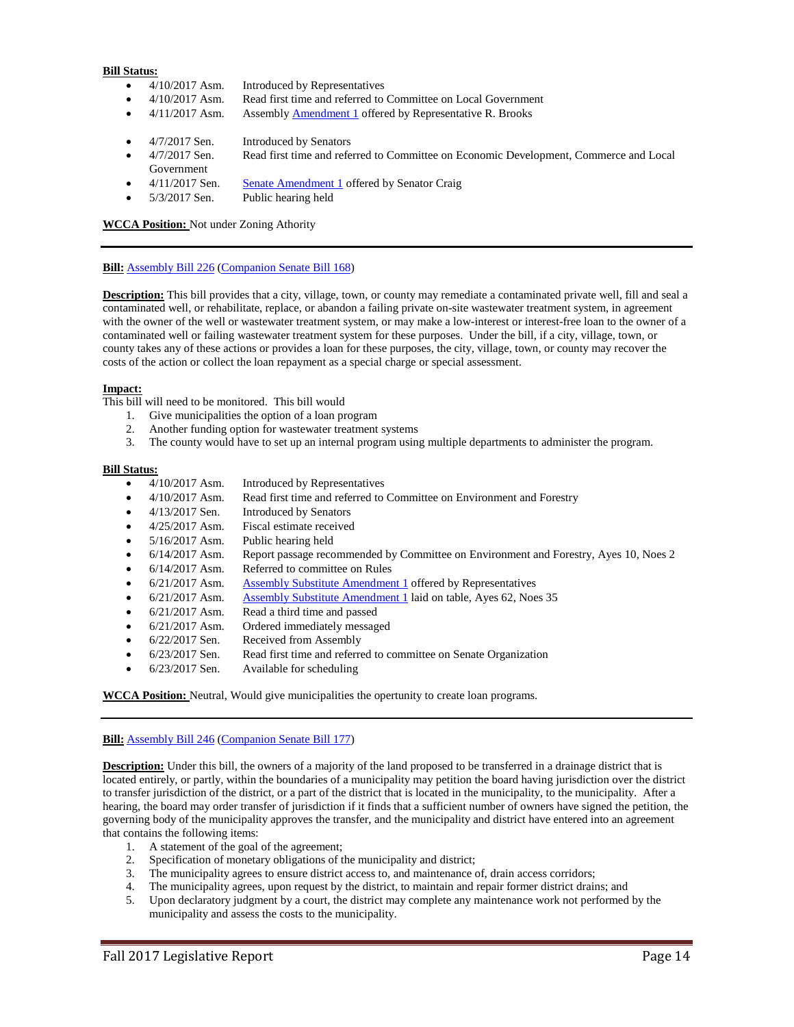**Bill Status:**

- 4/10/2017 Asm. Introduced by Representatives
- 4/10/2017 Asm. Read first time and referred to Committee on Local Government
- 4/11/2017 Asm. Assembly Amendment 1 offered by Representative R. Brooks

- 4/7/2017 Sen. Introduced by Senators
- 4/7/2017 Sen. Read first time and referred to Committee on Economic Development, Commerce and Local Government
- 4/11/2017 Sen. Senate Amendment 1 offered by Senator Craig
- 5/3/2017 Sen. Public hearing held

**WCCA Position:** Not under Zoning Athority

---

**Bill:** Assembly Bill 226 (Companion Senate Bill 168)

**Description:** This bill provides that a city, village, town, or county may remediate a contaminated private well, fill and seal a contaminated well, or rehabilitate, replace, or abandon a failing private on-site wastewater treatment system, in agreement with the owner of the well or wastewater treatment system, or may make a low-interest or interest-free loan to the owner of a contaminated well or failing wastewater treatment system for these purposes. Under the bill, if a city, village, town, or county takes any of these actions or provides a loan for these purposes, the city, village, town, or county may recover the costs of the action or collect the loan repayment as a special charge or special assessment.

**Impact:**
This bill will need to be monitored. This bill would

1. Give municipalities the option of a loan program
2. Another funding option for wastewater treatment systems
3. The county would have to set up an internal program using multiple departments to administer the program.

**Bill Status:**

- 4/10/2017 Asm. Introduced by Representatives
- 4/10/2017 Asm. Read first time and referred to Committee on Environment and Forestry
- 4/13/2017 Sen. Introduced by Senators
- 4/25/2017 Asm. Fiscal estimate received
- 5/16/2017 Asm. Public hearing held
- 6/14/2017 Asm. Report passage recommended by Committee on Environment and Forestry, Ayes 10, Noes 2
- 6/14/2017 Asm. Referred to committee on Rules
- 6/21/2017 Asm. Assembly Substitute Amendment 1 offered by Representatives
- 6/21/2017 Asm. Assembly Substitute Amendment 1 laid on table, Ayes 62, Noes 35
- 6/21/2017 Asm. Read a third time and passed
- 6/21/2017 Asm. Ordered immediately messaged
- 6/22/2017 Sen. Received from Assembly
- 6/23/2017 Sen. Read first time and referred to committee on Senate Organization
- 6/23/2017 Sen. Available for scheduling

**WCCA Position:** Neutral, Would give municipalities the opertunity to create loan programs.

---

**Bill:** Assembly Bill 246 (Companion Senate Bill 177)

**Description:** Under this bill, the owners of a majority of the land proposed to be transferred in a drainage district that is located entirely, or partly, within the boundaries of a municipality may petition the board having jurisdiction over the district to transfer jurisdiction of the district, or a part of the district that is located in the municipality, to the municipality. After a hearing, the board may order transfer of jurisdiction if it finds that a sufficient number of owners have signed the petition, the governing body of the municipality approves the transfer, and the municipality and district have entered into an agreement that contains the following items:

1. A statement of the goal of the agreement;
2. Specification of monetary obligations of the municipality and district;
3. The municipality agrees to ensure district access to, and maintenance of, drain access corridors;
4. The municipality agrees, upon request by the district, to maintain and repair former district drains; and
5. Upon declaratory judgment by a court, the district may complete any maintenance work not performed by the municipality and assess the costs to the municipality.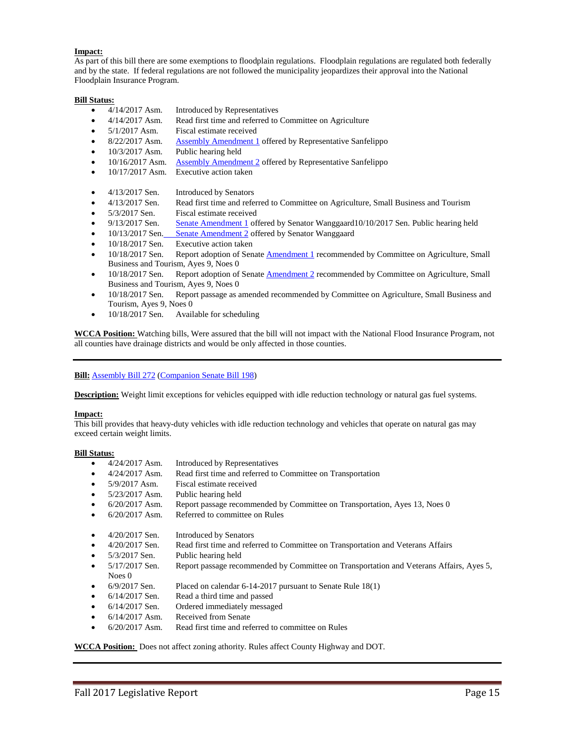**Impact:**
As part of this bill there are some exemptions to floodplain regulations. Floodplain regulations are regulated both federally and by the state. If federal regulations are not followed the municipality jeopardizes their approval into the National Floodplain Insurance Program.

**Bill Status:**

- 4/14/2017 Asm. Introduced by Representatives
- 4/14/2017 Asm. Read first time and referred to Committee on Agriculture
- 5/1/2017 Asm. Fiscal estimate received
- 8/22/2017 Asm. Assembly Amendment 1 offered by Representative Sanfelippo
- 10/3/2017 Asm. Public hearing held
- 10/16/2017 Asm. Assembly Amendment 2 offered by Representative Sanfelippo
- 10/17/2017 Asm. Executive action taken

- 4/13/2017 Sen. Introduced by Senators
- 4/13/2017 Sen. Read first time and referred to Committee on Agriculture, Small Business and Tourism
- 5/3/2017 Sen. Fiscal estimate received
- 9/13/2017 Sen. Senate Amendment 1 offered by Senator Wanggaard10/10/2017 Sen. Public hearing held
- 10/13/2017 Sen. Senate Amendment 2 offered by Senator Wanggaard
- 10/18/2017 Sen. Executive action taken
- 10/18/2017 Sen. Report adoption of Senate Amendment 1 recommended by Committee on Agriculture, Small Business and Tourism, Ayes 9, Noes 0
- 10/18/2017 Sen. Report adoption of Senate Amendment 2 recommended by Committee on Agriculture, Small Business and Tourism, Ayes 9, Noes 0
- 10/18/2017 Sen. Report passage as amended recommended by Committee on Agriculture, Small Business and Tourism, Ayes 9, Noes 0
- 10/18/2017 Sen. Available for scheduling

**WCCA Position:** Watching bills, Were assured that the bill will not impact with the National Flood Insurance Program, not all counties have drainage districts and would be only affected in those counties.

---

**Bill:** Assembly Bill 272 (Companion Senate Bill 198)

**Description:** Weight limit exceptions for vehicles equipped with idle reduction technology or natural gas fuel systems.

**Impact:**
This bill provides that heavy-duty vehicles with idle reduction technology and vehicles that operate on natural gas may exceed certain weight limits.

**Bill Status:**

- 4/24/2017 Asm. Introduced by Representatives
- 4/24/2017 Asm. Read first time and referred to Committee on Transportation
- 5/9/2017 Asm. Fiscal estimate received
- 5/23/2017 Asm. Public hearing held
- 6/20/2017 Asm. Report passage recommended by Committee on Transportation, Ayes 13, Noes 0
- 6/20/2017 Asm. Referred to committee on Rules

- 4/20/2017 Sen. Introduced by Senators
- 4/20/2017 Sen. Read first time and referred to Committee on Transportation and Veterans Affairs
- 5/3/2017 Sen. Public hearing held
- 5/17/2017 Sen. Report passage recommended by Committee on Transportation and Veterans Affairs, Ayes 5, Noes 0
- 6/9/2017 Sen. Placed on calendar 6-14-2017 pursuant to Senate Rule 18(1)
- 6/14/2017 Sen. Read a third time and passed
- 6/14/2017 Sen. Ordered immediately messaged
- 6/14/2017 Asm. Received from Senate
- 6/20/2017 Asm. Read first time and referred to committee on Rules

**WCCA Position:** Does not affect zoning athority. Rules affect County Highway and DOT.

---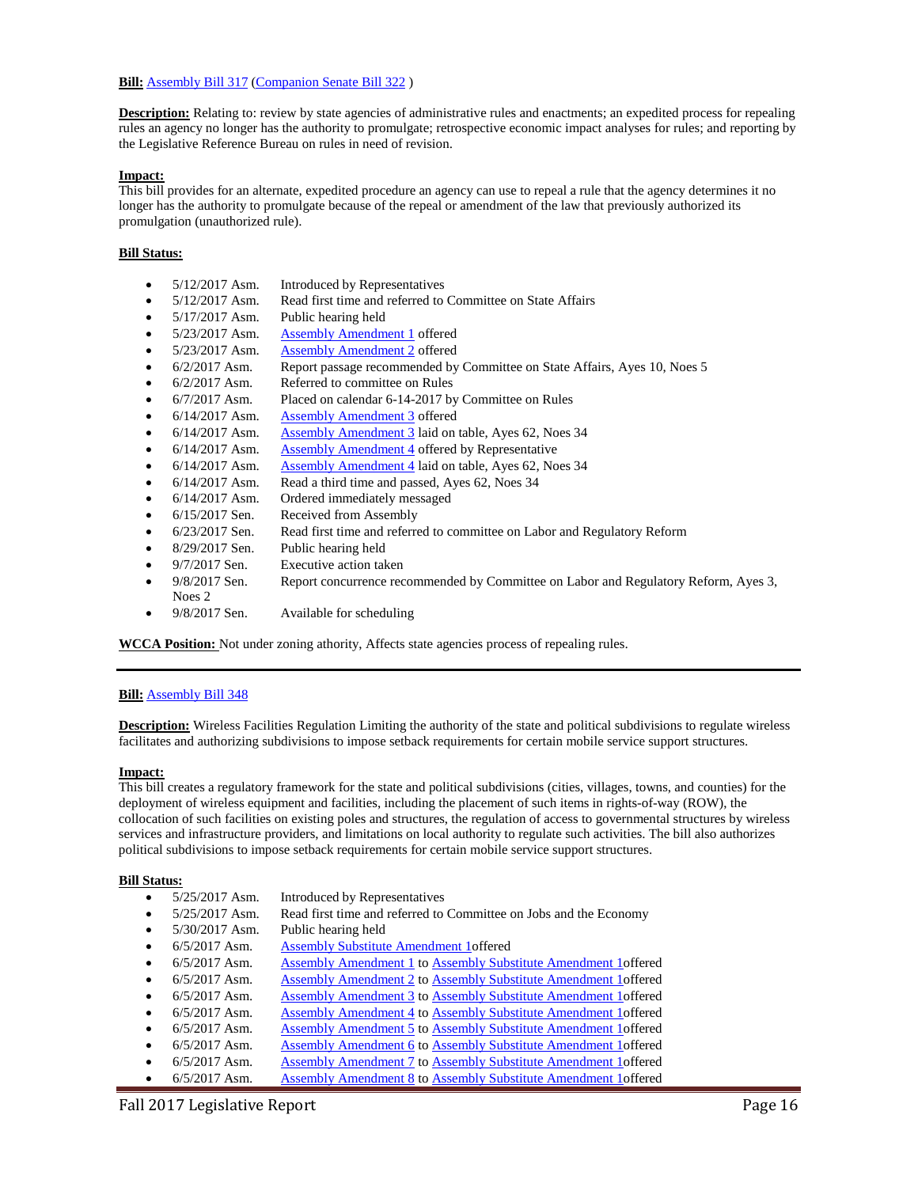**Bill:** Assembly Bill 317 (Companion Senate Bill 322 )

**Description:** Relating to: review by state agencies of administrative rules and enactments; an expedited process for repealing rules an agency no longer has the authority to promulgate; retrospective economic impact analyses for rules; and reporting by the Legislative Reference Bureau on rules in need of revision.

**Impact:**
This bill provides for an alternate, expedited procedure an agency can use to repeal a rule that the agency determines it no longer has the authority to promulgate because of the repeal or amendment of the law that previously authorized its promulgation (unauthorized rule).

**Bill Status:**

- 5/12/2017 Asm. Introduced by Representatives
- 5/12/2017 Asm. Read first time and referred to Committee on State Affairs
- 5/17/2017 Asm. Public hearing held
- 5/23/2017 Asm. Assembly Amendment 1 offered
- 5/23/2017 Asm. Assembly Amendment 2 offered
- 6/2/2017 Asm. Report passage recommended by Committee on State Affairs, Ayes 10, Noes 5
- 6/2/2017 Asm. Referred to committee on Rules
- 6/7/2017 Asm. Placed on calendar 6-14-2017 by Committee on Rules
- 6/14/2017 Asm. Assembly Amendment 3 offered
- 6/14/2017 Asm. Assembly Amendment 3 laid on table, Ayes 62, Noes 34
- 6/14/2017 Asm. Assembly Amendment 4 offered by Representative
- 6/14/2017 Asm. Assembly Amendment 4 laid on table, Ayes 62, Noes 34
- 6/14/2017 Asm. Read a third time and passed, Ayes 62, Noes 34
- 6/14/2017 Asm. Ordered immediately messaged
- 6/15/2017 Sen. Received from Assembly
- 6/23/2017 Sen. Read first time and referred to committee on Labor and Regulatory Reform
- 8/29/2017 Sen. Public hearing held
- 9/7/2017 Sen. Executive action taken
- 9/8/2017 Sen. Report concurrence recommended by Committee on Labor and Regulatory Reform, Ayes 3, Noes 2
- 9/8/2017 Sen. Available for scheduling

**WCCA Position:** Not under zoning athority, Affects state agencies process of repealing rules.

---

**Bill:** Assembly Bill 348

**Description:** Wireless Facilities Regulation Limiting the authority of the state and political subdivisions to regulate wireless facilitates and authorizing subdivisions to impose setback requirements for certain mobile service support structures.

**Impact:**
This bill creates a regulatory framework for the state and political subdivisions (cities, villages, towns, and counties) for the deployment of wireless equipment and facilities, including the placement of such items in rights-of-way (ROW), the collocation of such facilities on existing poles and structures, the regulation of access to governmental structures by wireless services and infrastructure providers, and limitations on local authority to regulate such activities. The bill also authorizes political subdivisions to impose setback requirements for certain mobile service support structures.

**Bill Status:**

- 5/25/2017 Asm. Introduced by Representatives
- 5/25/2017 Asm. Read first time and referred to Committee on Jobs and the Economy
- 5/30/2017 Asm. Public hearing held
- 6/5/2017 Asm. Assembly Substitute Amendment 1offered
- 6/5/2017 Asm. Assembly Amendment 1 to Assembly Substitute Amendment 1offered
- 6/5/2017 Asm. Assembly Amendment 2 to Assembly Substitute Amendment 1offered
- 6/5/2017 Asm. Assembly Amendment 3 to Assembly Substitute Amendment 1offered
- 6/5/2017 Asm. Assembly Amendment 4 to Assembly Substitute Amendment 1offered
- 6/5/2017 Asm. Assembly Amendment 5 to Assembly Substitute Amendment 1offered
- 6/5/2017 Asm. Assembly Amendment 6 to Assembly Substitute Amendment 1offered
- 6/5/2017 Asm. Assembly Amendment 7 to Assembly Substitute Amendment 1offered
- 6/5/2017 Asm. Assembly Amendment 8 to Assembly Substitute Amendment 1offered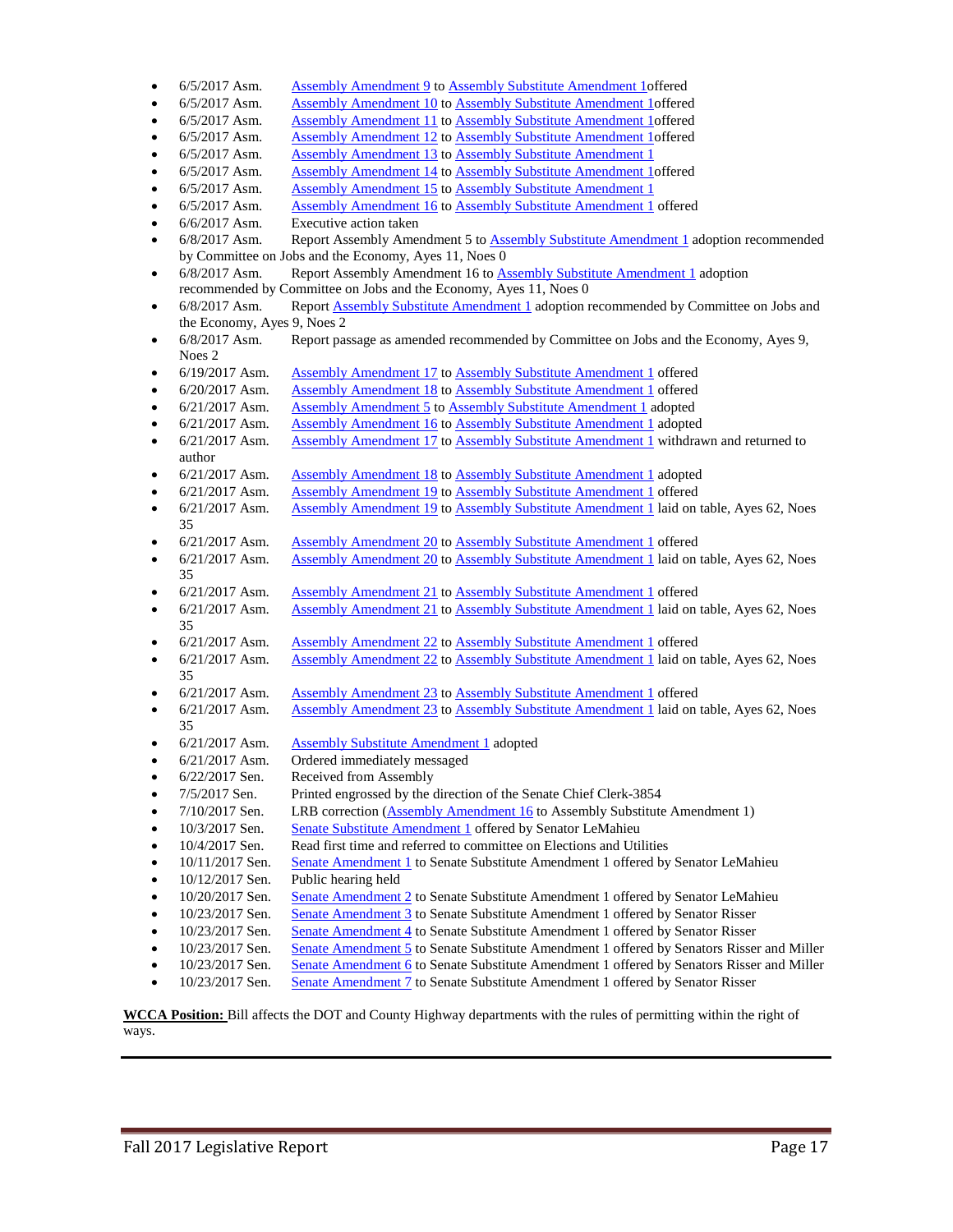- 6/5/2017 Asm. Assembly Amendment 9 to Assembly Substitute Amendment 1offered
- 6/5/2017 Asm. Assembly Amendment 10 to Assembly Substitute Amendment 1offered
- 6/5/2017 Asm. Assembly Amendment 11 to Assembly Substitute Amendment 1offered
- 6/5/2017 Asm. Assembly Amendment 12 to Assembly Substitute Amendment 1offered
- 6/5/2017 Asm. Assembly Amendment 13 to Assembly Substitute Amendment 1
- 6/5/2017 Asm. Assembly Amendment 14 to Assembly Substitute Amendment 1offered
- 6/5/2017 Asm. Assembly Amendment 15 to Assembly Substitute Amendment 1
- 6/5/2017 Asm. Assembly Amendment 16 to Assembly Substitute Amendment 1 offered
- 6/6/2017 Asm. Executive action taken
- 6/8/2017 Asm. Report Assembly Amendment 5 to Assembly Substitute Amendment 1 adoption recommended by Committee on Jobs and the Economy, Ayes 11, Noes 0
- 6/8/2017 Asm. Report Assembly Amendment 16 to Assembly Substitute Amendment 1 adoption recommended by Committee on Jobs and the Economy, Ayes 11, Noes 0
- 6/8/2017 Asm. Report Assembly Substitute Amendment 1 adoption recommended by Committee on Jobs and the Economy, Ayes 9, Noes 2
- 6/8/2017 Asm. Report passage as amended recommended by Committee on Jobs and the Economy, Ayes 9, Noes 2
- 6/19/2017 Asm. Assembly Amendment 17 to Assembly Substitute Amendment 1 offered
- 6/20/2017 Asm. Assembly Amendment 18 to Assembly Substitute Amendment 1 offered
- 6/21/2017 Asm. Assembly Amendment 5 to Assembly Substitute Amendment 1 adopted
- 6/21/2017 Asm. Assembly Amendment 16 to Assembly Substitute Amendment 1 adopted
- 6/21/2017 Asm. Assembly Amendment 17 to Assembly Substitute Amendment 1 withdrawn and returned to author
- 6/21/2017 Asm. Assembly Amendment 18 to Assembly Substitute Amendment 1 adopted
- 6/21/2017 Asm. Assembly Amendment 19 to Assembly Substitute Amendment 1 offered
- 6/21/2017 Asm. Assembly Amendment 19 to Assembly Substitute Amendment 1 laid on table, Ayes 62, Noes 35
- 6/21/2017 Asm. Assembly Amendment 20 to Assembly Substitute Amendment 1 offered
- 6/21/2017 Asm. Assembly Amendment 20 to Assembly Substitute Amendment 1 laid on table, Ayes 62, Noes 35
- 6/21/2017 Asm. Assembly Amendment 21 to Assembly Substitute Amendment 1 offered
- 6/21/2017 Asm. Assembly Amendment 21 to Assembly Substitute Amendment 1 laid on table, Ayes 62, Noes 35
- 6/21/2017 Asm. Assembly Amendment 22 to Assembly Substitute Amendment 1 offered
- 6/21/2017 Asm. Assembly Amendment 22 to Assembly Substitute Amendment 1 laid on table, Ayes 62, Noes 35
- 6/21/2017 Asm. Assembly Amendment 23 to Assembly Substitute Amendment 1 offered
- 6/21/2017 Asm. Assembly Amendment 23 to Assembly Substitute Amendment 1 laid on table, Ayes 62, Noes 35
- 6/21/2017 Asm. Assembly Substitute Amendment 1 adopted
- 6/21/2017 Asm. Ordered immediately messaged
- 6/22/2017 Sen. Received from Assembly
- 7/5/2017 Sen. Printed engrossed by the direction of the Senate Chief Clerk-3854
- 7/10/2017 Sen. LRB correction (Assembly Amendment 16 to Assembly Substitute Amendment 1)
- 10/3/2017 Sen. Senate Substitute Amendment 1 offered by Senator LeMahieu
- 10/4/2017 Sen. Read first time and referred to committee on Elections and Utilities
- 10/11/2017 Sen. Senate Amendment 1 to Senate Substitute Amendment 1 offered by Senator LeMahieu
- 10/12/2017 Sen. Public hearing held
- 10/20/2017 Sen. Senate Amendment 2 to Senate Substitute Amendment 1 offered by Senator LeMahieu
- 10/23/2017 Sen. Senate Amendment 3 to Senate Substitute Amendment 1 offered by Senator Risser
- 10/23/2017 Sen. Senate Amendment 4 to Senate Substitute Amendment 1 offered by Senator Risser
- 10/23/2017 Sen. Senate Amendment 5 to Senate Substitute Amendment 1 offered by Senators Risser and Miller
- 10/23/2017 Sen. Senate Amendment 6 to Senate Substitute Amendment 1 offered by Senators Risser and Miller
- 10/23/2017 Sen. Senate Amendment 7 to Senate Substitute Amendment 1 offered by Senator Risser

**WCCA Position:** Bill affects the DOT and County Highway departments with the rules of permitting within the right of ways.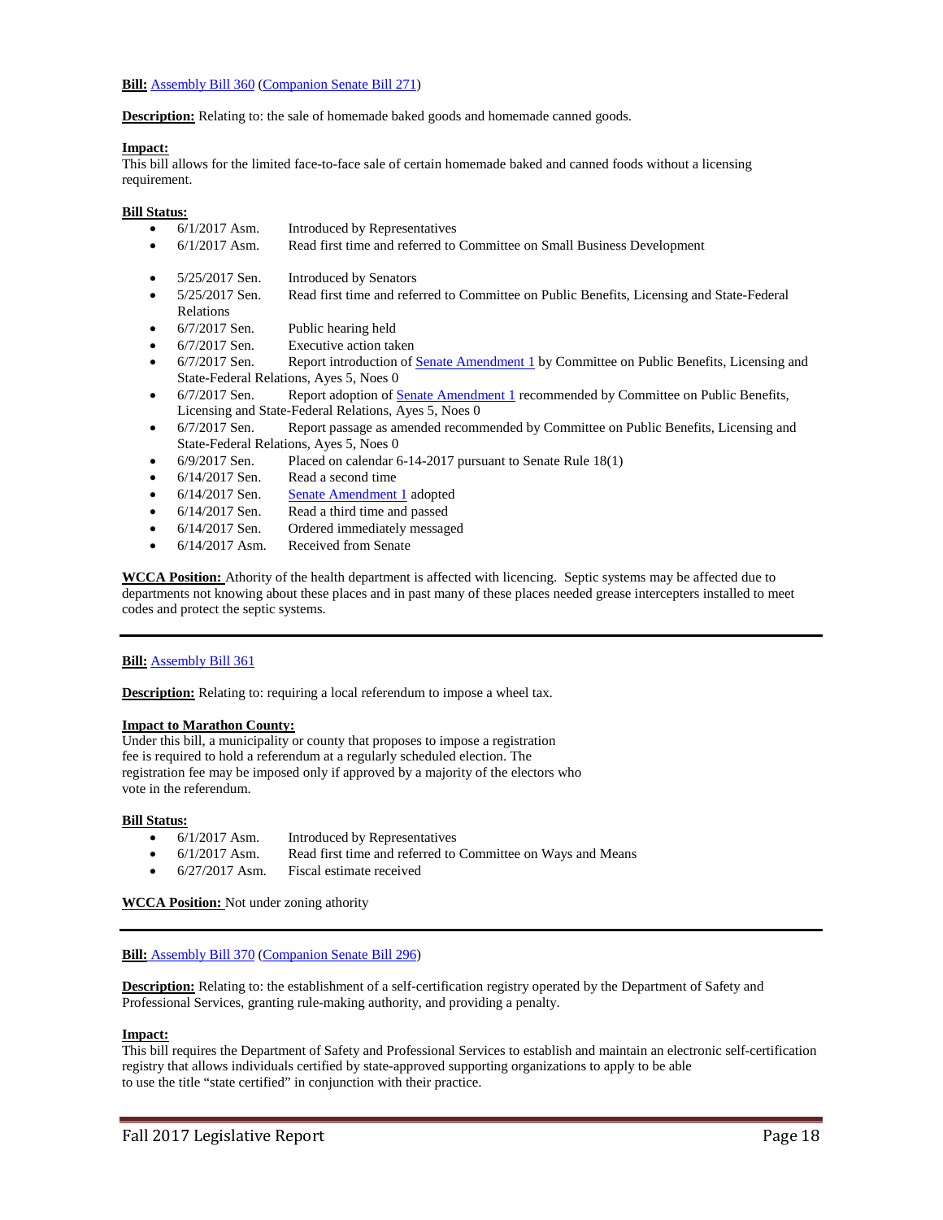**Bill:** Assembly Bill 360 (Companion Senate Bill 271)

**Description:** Relating to: the sale of homemade baked goods and homemade canned goods.

**Impact:**
This bill allows for the limited face-to-face sale of certain homemade baked and canned foods without a licensing requirement.

**Bill Status:**

- 6/1/2017 Asm. Introduced by Representatives
- 6/1/2017 Asm. Read first time and referred to Committee on Small Business Development

- 5/25/2017 Sen. Introduced by Senators
- 5/25/2017 Sen. Read first time and referred to Committee on Public Benefits, Licensing and State-Federal Relations
- 6/7/2017 Sen. Public hearing held
- 6/7/2017 Sen. Executive action taken
- 6/7/2017 Sen. Report introduction of Senate Amendment 1 by Committee on Public Benefits, Licensing and State-Federal Relations, Ayes 5, Noes 0
- 6/7/2017 Sen. Report adoption of Senate Amendment 1 recommended by Committee on Public Benefits, Licensing and State-Federal Relations, Ayes 5, Noes 0
- 6/7/2017 Sen. Report passage as amended recommended by Committee on Public Benefits, Licensing and State-Federal Relations, Ayes 5, Noes 0
- 6/9/2017 Sen. Placed on calendar 6-14-2017 pursuant to Senate Rule 18(1)
- 6/14/2017 Sen. Read a second time
- 6/14/2017 Sen. Senate Amendment 1 adopted
- 6/14/2017 Sen. Read a third time and passed
- 6/14/2017 Sen. Ordered immediately messaged
- 6/14/2017 Asm. Received from Senate

**WCCA Position:** Athority of the health department is affected with licencing. Septic systems may be affected due to departments not knowing about these places and in past many of these places needed grease intercepters installed to meet codes and protect the septic systems.

---

**Bill:** Assembly Bill 361

**Description:** Relating to: requiring a local referendum to impose a wheel tax.

**Impact to Marathon County:**
Under this bill, a municipality or county that proposes to impose a registration fee is required to hold a referendum at a regularly scheduled election. The registration fee may be imposed only if approved by a majority of the electors who vote in the referendum.

**Bill Status:**

- 6/1/2017 Asm. Introduced by Representatives
- 6/1/2017 Asm. Read first time and referred to Committee on Ways and Means
- 6/27/2017 Asm. Fiscal estimate received

**WCCA Position:** Not under zoning athority

---

**Bill:** Assembly Bill 370 (Companion Senate Bill 296)

**Description:** Relating to: the establishment of a self-certification registry operated by the Department of Safety and Professional Services, granting rule-making authority, and providing a penalty.

**Impact:**
This bill requires the Department of Safety and Professional Services to establish and maintain an electronic self-certification registry that allows individuals certified by state-approved supporting organizations to apply to be able to use the title "state certified" in conjunction with their practice.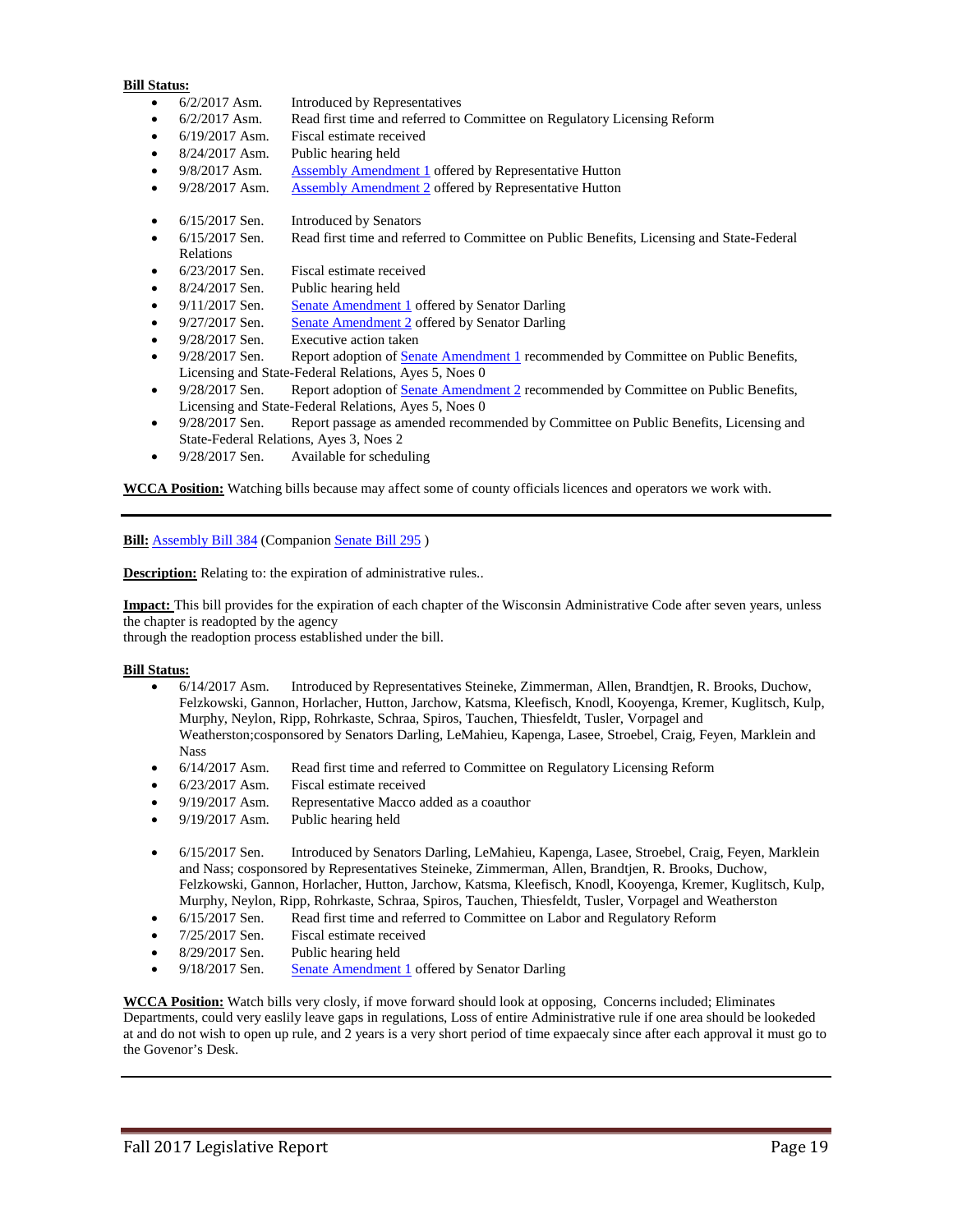**Bill Status:**

- 6/2/2017 Asm. Introduced by Representatives
- 6/2/2017 Asm. Read first time and referred to Committee on Regulatory Licensing Reform
- 6/19/2017 Asm. Fiscal estimate received
- 8/24/2017 Asm. Public hearing held
- 9/8/2017 Asm. Assembly Amendment 1 offered by Representative Hutton
- 9/28/2017 Asm. Assembly Amendment 2 offered by Representative Hutton

- 6/15/2017 Sen. Introduced by Senators
- 6/15/2017 Sen. Read first time and referred to Committee on Public Benefits, Licensing and State-Federal Relations
- 6/23/2017 Sen. Fiscal estimate received
- 8/24/2017 Sen. Public hearing held
- 9/11/2017 Sen. Senate Amendment 1 offered by Senator Darling
- 9/27/2017 Sen. Senate Amendment 2 offered by Senator Darling
- 9/28/2017 Sen. Executive action taken
- 9/28/2017 Sen. Report adoption of Senate Amendment 1 recommended by Committee on Public Benefits, Licensing and State-Federal Relations, Ayes 5, Noes 0
- 9/28/2017 Sen. Report adoption of Senate Amendment 2 recommended by Committee on Public Benefits, Licensing and State-Federal Relations, Ayes 5, Noes 0
- 9/28/2017 Sen. Report passage as amended recommended by Committee on Public Benefits, Licensing and State-Federal Relations, Ayes 3, Noes 2
- 9/28/2017 Sen. Available for scheduling

**WCCA Position:** Watching bills because may affect some of county officials licences and operators we work with.

---

**Bill:** Assembly Bill 384 (Companion Senate Bill 295 )

**Description:** Relating to: the expiration of administrative rules..

**Impact:** This bill provides for the expiration of each chapter of the Wisconsin Administrative Code after seven years, unless the chapter is readopted by the agency
through the readoption process established under the bill.

**Bill Status:**

- 6/14/2017 Asm. Introduced by Representatives Steineke, Zimmerman, Allen, Brandtjen, R. Brooks, Duchow, Felzkowski, Gannon, Horlacher, Hutton, Jarchow, Katsma, Kleefisch, Knodl, Kooyenga, Kremer, Kuglitsch, Kulp, Murphy, Neylon, Ripp, Rohrkaste, Schraa, Spiros, Tauchen, Thiesfeldt, Tusler, Vorpagel and Weatherston;cosponsored by Senators Darling, LeMahieu, Kapenga, Lasee, Stroebel, Craig, Feyen, Marklein and Nass
- 6/14/2017 Asm. Read first time and referred to Committee on Regulatory Licensing Reform
- 6/23/2017 Asm. Fiscal estimate received
- 9/19/2017 Asm. Representative Macco added as a coauthor
- 9/19/2017 Asm. Public hearing held

- 6/15/2017 Sen. Introduced by Senators Darling, LeMahieu, Kapenga, Lasee, Stroebel, Craig, Feyen, Marklein and Nass; cosponsored by Representatives Steineke, Zimmerman, Allen, Brandtjen, R. Brooks, Duchow, Felzkowski, Gannon, Horlacher, Hutton, Jarchow, Katsma, Kleefisch, Knodl, Kooyenga, Kremer, Kuglitsch, Kulp, Murphy, Neylon, Ripp, Rohrkaste, Schraa, Spiros, Tauchen, Thiesfeldt, Tusler, Vorpagel and Weatherston
- 6/15/2017 Sen. Read first time and referred to Committee on Labor and Regulatory Reform
- 7/25/2017 Sen. Fiscal estimate received
- 8/29/2017 Sen. Public hearing held
- 9/18/2017 Sen. Senate Amendment 1 offered by Senator Darling

**WCCA Position:** Watch bills very closly, if move forward should look at opposing, Concerns included; Eliminates Departments, could very easlily leave gaps in regulations, Loss of entire Administrative rule if one area should be lookeded at and do not wish to open up rule, and 2 years is a very short period of time expaecaly since after each approval it must go to the Govenor's Desk.

---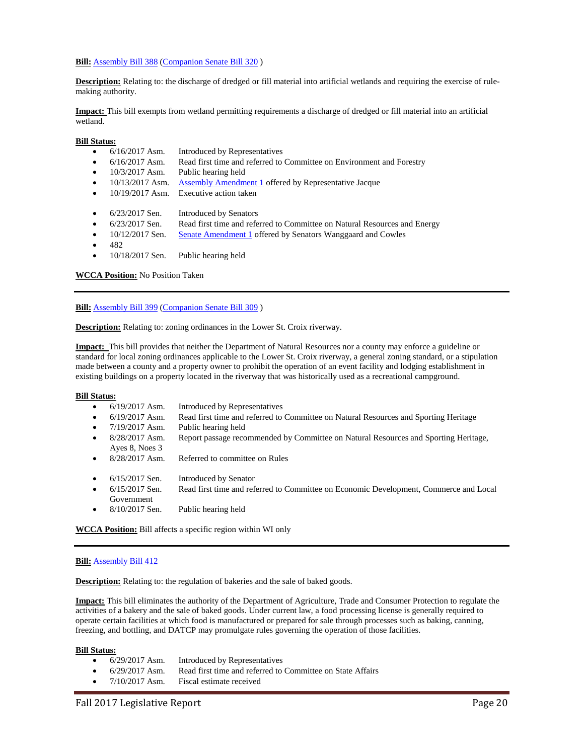**Bill:** Assembly Bill 388 (Companion Senate Bill 320 )

**Description:** Relating to: the discharge of dredged or fill material into artificial wetlands and requiring the exercise of rule-making authority.

**Impact:** This bill exempts from wetland permitting requirements a discharge of dredged or fill material into an artificial wetland.

**Bill Status:**

- 6/16/2017 Asm. Introduced by Representatives
- 6/16/2017 Asm. Read first time and referred to Committee on Environment and Forestry
- 10/3/2017 Asm. Public hearing held
- 10/13/2017 Asm. Assembly Amendment 1 offered by Representative Jacque
- 10/19/2017 Asm. Executive action taken

- 6/23/2017 Sen. Introduced by Senators
- 6/23/2017 Sen. Read first time and referred to Committee on Natural Resources and Energy
- 10/12/2017 Sen. Senate Amendment 1 offered by Senators Wanggaard and Cowles
- 482
- 10/18/2017 Sen. Public hearing held

**WCCA Position:** No Position Taken

---

**Bill:** Assembly Bill 399 (Companion Senate Bill 309 )

**Description:** Relating to: zoning ordinances in the Lower St. Croix riverway.

**Impact:** This bill provides that neither the Department of Natural Resources nor a county may enforce a guideline or standard for local zoning ordinances applicable to the Lower St. Croix riverway, a general zoning standard, or a stipulation made between a county and a property owner to prohibit the operation of an event facility and lodging establishment in existing buildings on a property located in the riverway that was historically used as a recreational campground.

**Bill Status:**

- 6/19/2017 Asm. Introduced by Representatives
- 6/19/2017 Asm. Read first time and referred to Committee on Natural Resources and Sporting Heritage
- 7/19/2017 Asm. Public hearing held
- 8/28/2017 Asm. Report passage recommended by Committee on Natural Resources and Sporting Heritage, Ayes 8, Noes 3
- 8/28/2017 Asm. Referred to committee on Rules

- 6/15/2017 Sen. Introduced by Senator
- 6/15/2017 Sen. Read first time and referred to Committee on Economic Development, Commerce and Local Government
- 8/10/2017 Sen. Public hearing held

**WCCA Position:** Bill affects a specific region within WI only

---

**Bill:** Assembly Bill 412

**Description:** Relating to: the regulation of bakeries and the sale of baked goods.

**Impact:** This bill eliminates the authority of the Department of Agriculture, Trade and Consumer Protection to regulate the activities of a bakery and the sale of baked goods. Under current law, a food processing license is generally required to operate certain facilities at which food is manufactured or prepared for sale through processes such as baking, canning, freezing, and bottling, and DATCP may promulgate rules governing the operation of those facilities.

**Bill Status:**

- 6/29/2017 Asm. Introduced by Representatives
- 6/29/2017 Asm. Read first time and referred to Committee on State Affairs
- 7/10/2017 Asm. Fiscal estimate received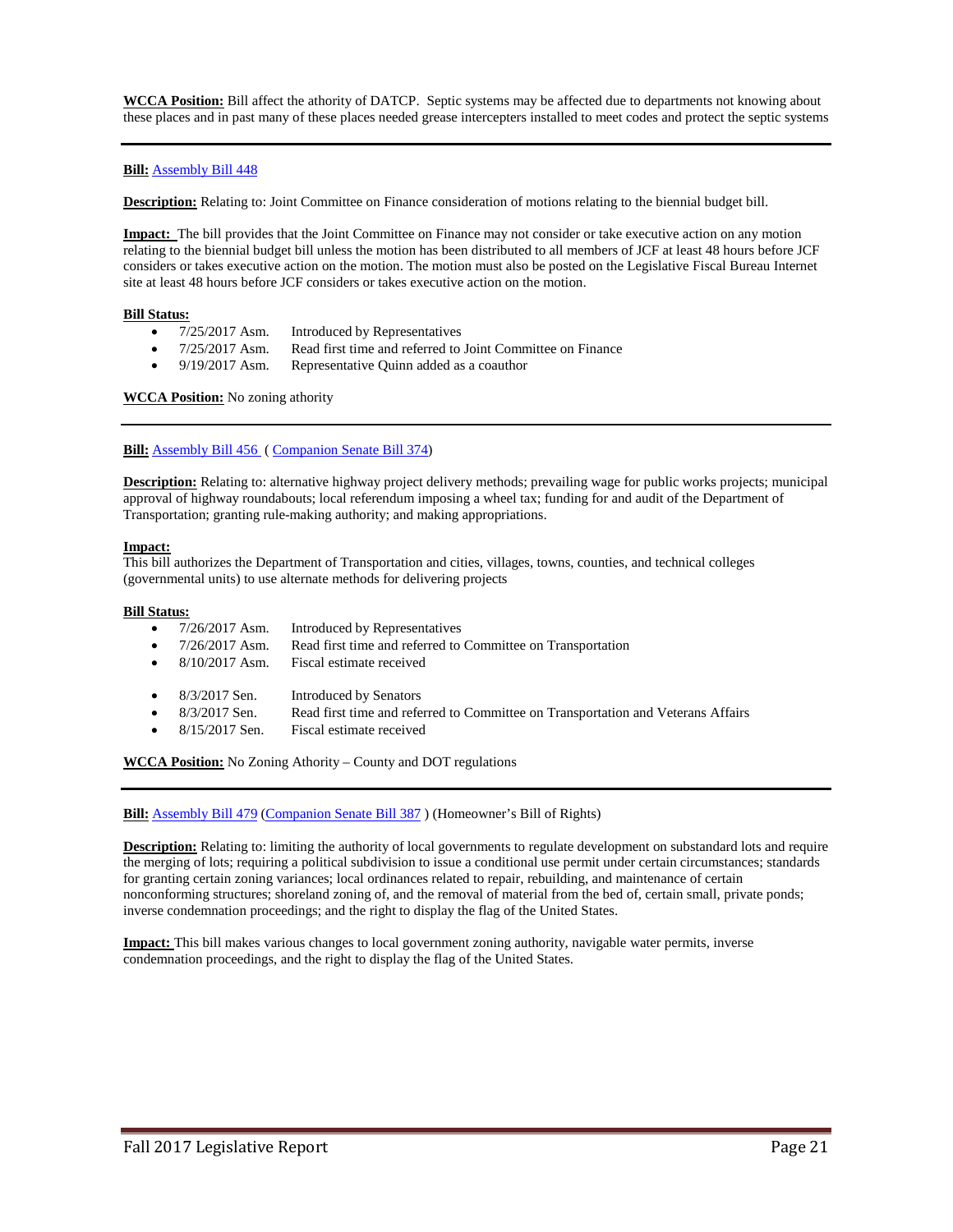**WCCA Position:** Bill affect the athority of DATCP. Septic systems may be affected due to departments not knowing about these places and in past many of these places needed grease intercepters installed to meet codes and protect the septic systems

---

**Bill:** Assembly Bill 448

**Description:** Relating to: Joint Committee on Finance consideration of motions relating to the biennial budget bill.

**Impact:** The bill provides that the Joint Committee on Finance may not consider or take executive action on any motion relating to the biennial budget bill unless the motion has been distributed to all members of JCF at least 48 hours before JCF considers or takes executive action on the motion. The motion must also be posted on the Legislative Fiscal Bureau Internet site at least 48 hours before JCF considers or takes executive action on the motion.

**Bill Status:**

- 7/25/2017 Asm. Introduced by Representatives
- 7/25/2017 Asm. Read first time and referred to Joint Committee on Finance
- 9/19/2017 Asm. Representative Quinn added as a coauthor

**WCCA Position:** No zoning athority

---

**Bill:** Assembly Bill 456 ( Companion Senate Bill 374)

**Description:** Relating to: alternative highway project delivery methods; prevailing wage for public works projects; municipal approval of highway roundabouts; local referendum imposing a wheel tax; funding for and audit of the Department of Transportation; granting rule-making authority; and making appropriations.

**Impact:**
This bill authorizes the Department of Transportation and cities, villages, towns, counties, and technical colleges (governmental units) to use alternate methods for delivering projects

**Bill Status:**

- 7/26/2017 Asm. Introduced by Representatives
- 7/26/2017 Asm. Read first time and referred to Committee on Transportation
- 8/10/2017 Asm. Fiscal estimate received

- 8/3/2017 Sen. Introduced by Senators
- 8/3/2017 Sen. Read first time and referred to Committee on Transportation and Veterans Affairs
- 8/15/2017 Sen. Fiscal estimate received

**WCCA Position:** No Zoning Athority – County and DOT regulations

---

**Bill:** Assembly Bill 479 (Companion Senate Bill 387 ) (Homeowner's Bill of Rights)

**Description:** Relating to: limiting the authority of local governments to regulate development on substandard lots and require the merging of lots; requiring a political subdivision to issue a conditional use permit under certain circumstances; standards for granting certain zoning variances; local ordinances related to repair, rebuilding, and maintenance of certain nonconforming structures; shoreland zoning of, and the removal of material from the bed of, certain small, private ponds; inverse condemnation proceedings; and the right to display the flag of the United States.

**Impact:** This bill makes various changes to local government zoning authority, navigable water permits, inverse condemnation proceedings, and the right to display the flag of the United States.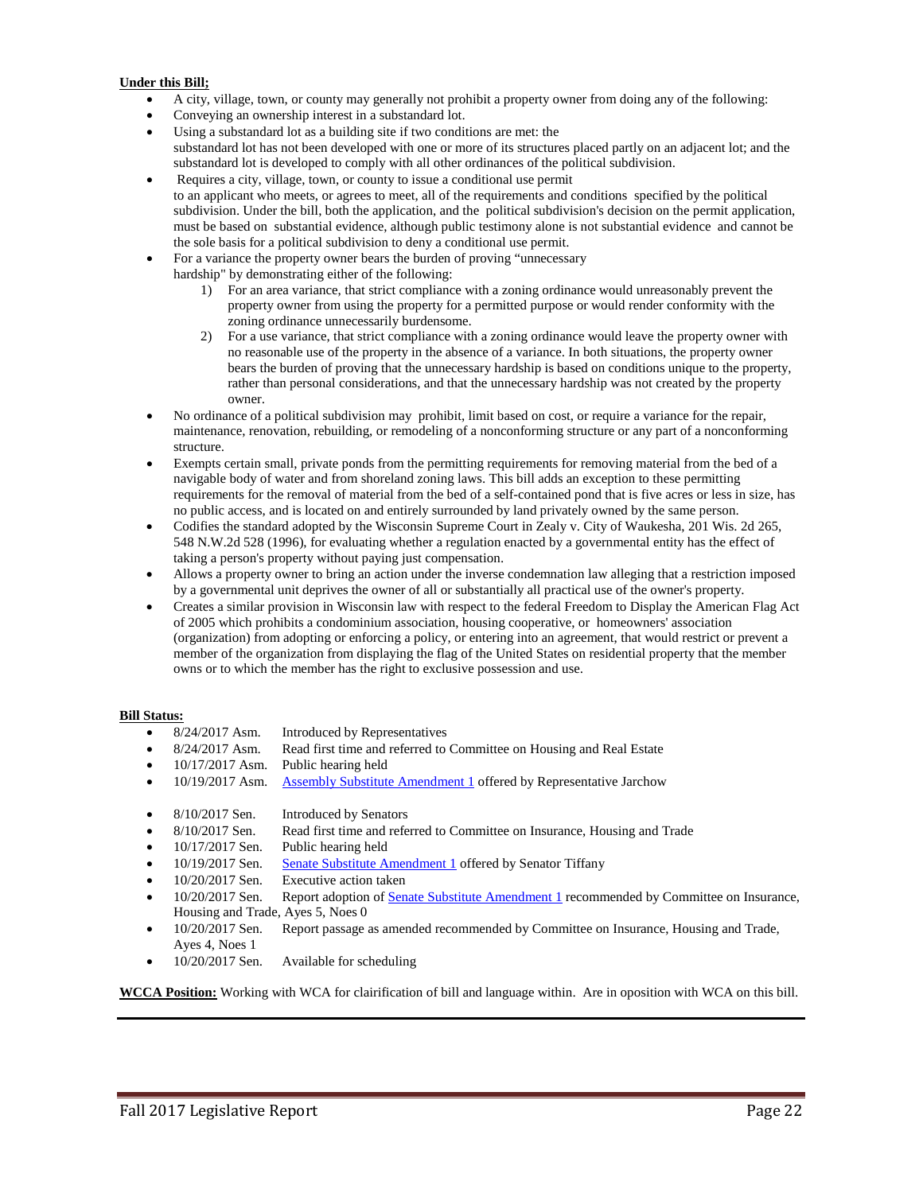**Under this Bill;**

- A city, village, town, or county may generally not prohibit a property owner from doing any of the following:
- Conveying an ownership interest in a substandard lot.
- Using a substandard lot as a building site if two conditions are met: the substandard lot has not been developed with one or more of its structures placed partly on an adjacent lot; and the substandard lot is developed to comply with all other ordinances of the political subdivision.
- Requires a city, village, town, or county to issue a conditional use permit to an applicant who meets, or agrees to meet, all of the requirements and conditions specified by the political subdivision. Under the bill, both the application, and the political subdivision's decision on the permit application, must be based on substantial evidence, although public testimony alone is not substantial evidence and cannot be the sole basis for a political subdivision to deny a conditional use permit.
- For a variance the property owner bears the burden of proving "unnecessary hardship" by demonstrating either of the following:
    1) For an area variance, that strict compliance with a zoning ordinance would unreasonably prevent the property owner from using the property for a permitted purpose or would render conformity with the zoning ordinance unnecessarily burdensome.
    2) For a use variance, that strict compliance with a zoning ordinance would leave the property owner with no reasonable use of the property in the absence of a variance. In both situations, the property owner bears the burden of proving that the unnecessary hardship is based on conditions unique to the property, rather than personal considerations, and that the unnecessary hardship was not created by the property owner.
- No ordinance of a political subdivision may prohibit, limit based on cost, or require a variance for the repair, maintenance, renovation, rebuilding, or remodeling of a nonconforming structure or any part of a nonconforming structure.
- Exempts certain small, private ponds from the permitting requirements for removing material from the bed of a navigable body of water and from shoreland zoning laws. This bill adds an exception to these permitting requirements for the removal of material from the bed of a self-contained pond that is five acres or less in size, has no public access, and is located on and entirely surrounded by land privately owned by the same person.
- Codifies the standard adopted by the Wisconsin Supreme Court in Zealy v. City of Waukesha, 201 Wis. 2d 265, 548 N.W.2d 528 (1996), for evaluating whether a regulation enacted by a governmental entity has the effect of taking a person's property without paying just compensation.
- Allows a property owner to bring an action under the inverse condemnation law alleging that a restriction imposed by a governmental unit deprives the owner of all or substantially all practical use of the owner's property.
- Creates a similar provision in Wisconsin law with respect to the federal Freedom to Display the American Flag Act of 2005 which prohibits a condominium association, housing cooperative, or homeowners' association (organization) from adopting or enforcing a policy, or entering into an agreement, that would restrict or prevent a member of the organization from displaying the flag of the United States on residential property that the member owns or to which the member has the right to exclusive possession and use.

**Bill Status:**

- 8/24/2017 Asm. Introduced by Representatives
- 8/24/2017 Asm. Read first time and referred to Committee on Housing and Real Estate
- 10/17/2017 Asm. Public hearing held
- 10/19/2017 Asm. Assembly Substitute Amendment 1 offered by Representative Jarchow

- 8/10/2017 Sen. Introduced by Senators
- 8/10/2017 Sen. Read first time and referred to Committee on Insurance, Housing and Trade
- 10/17/2017 Sen. Public hearing held
- 10/19/2017 Sen. Senate Substitute Amendment 1 offered by Senator Tiffany
- 10/20/2017 Sen. Executive action taken
- 10/20/2017 Sen. Report adoption of Senate Substitute Amendment 1 recommended by Committee on Insurance, Housing and Trade, Ayes 5, Noes 0
- 10/20/2017 Sen. Report passage as amended recommended by Committee on Insurance, Housing and Trade, Ayes 4, Noes 1
- 10/20/2017 Sen. Available for scheduling

**WCCA Position:** Working with WCA for clairification of bill and language within. Are in oposition with WCA on this bill.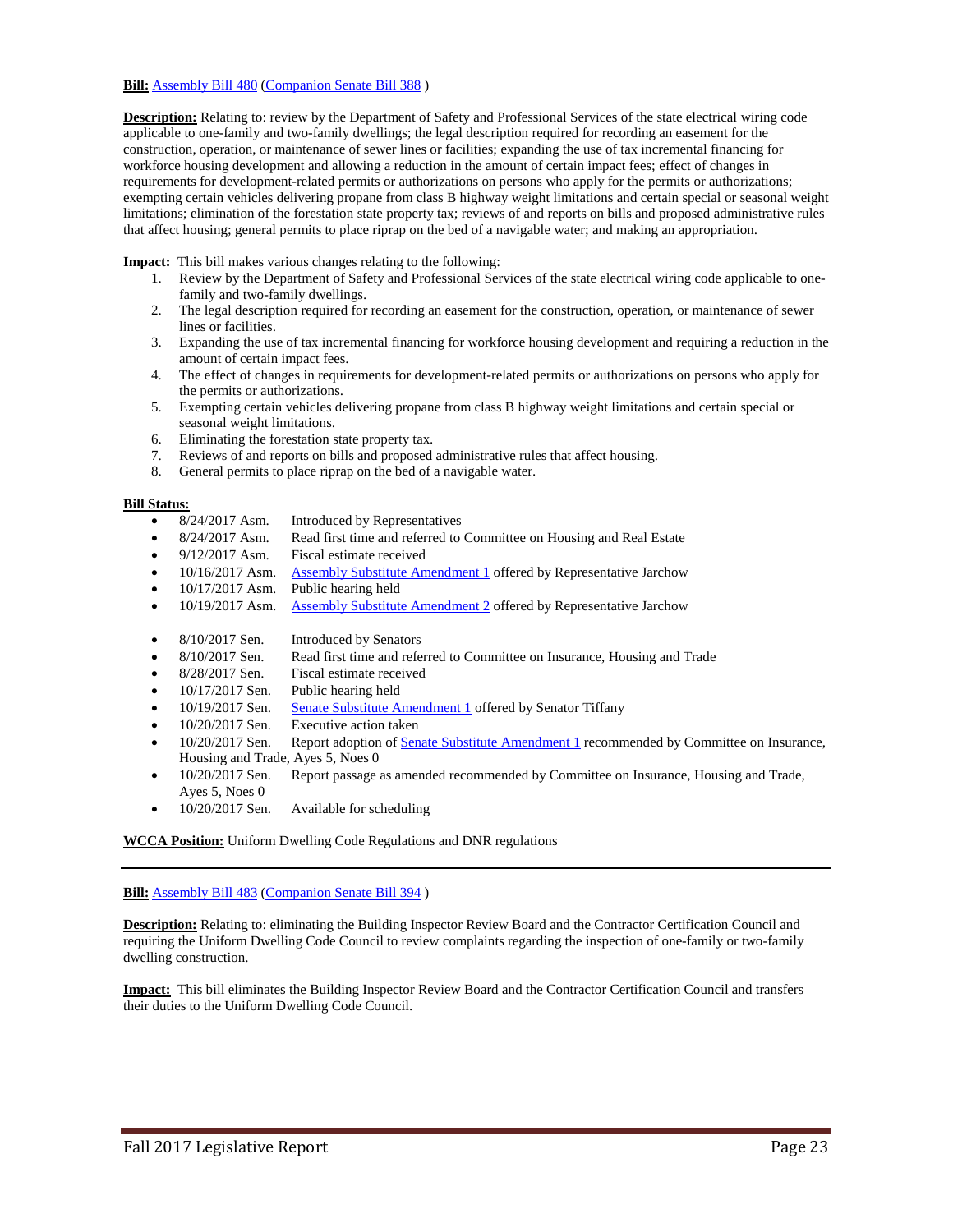**Bill:** Assembly Bill 480 (Companion Senate Bill 388 )

**Description:** Relating to: review by the Department of Safety and Professional Services of the state electrical wiring code applicable to one-family and two-family dwellings; the legal description required for recording an easement for the construction, operation, or maintenance of sewer lines or facilities; expanding the use of tax incremental financing for workforce housing development and allowing a reduction in the amount of certain impact fees; effect of changes in requirements for development-related permits or authorizations on persons who apply for the permits or authorizations; exempting certain vehicles delivering propane from class B highway weight limitations and certain special or seasonal weight limitations; elimination of the forestation state property tax; reviews of and reports on bills and proposed administrative rules that affect housing; general permits to place riprap on the bed of a navigable water; and making an appropriation.

**Impact:** This bill makes various changes relating to the following:

1. Review by the Department of Safety and Professional Services of the state electrical wiring code applicable to one-family and two-family dwellings.
2. The legal description required for recording an easement for the construction, operation, or maintenance of sewer lines or facilities.
3. Expanding the use of tax incremental financing for workforce housing development and requiring a reduction in the amount of certain impact fees.
4. The effect of changes in requirements for development-related permits or authorizations on persons who apply for the permits or authorizations.
5. Exempting certain vehicles delivering propane from class B highway weight limitations and certain special or seasonal weight limitations.
6. Eliminating the forestation state property tax.
7. Reviews of and reports on bills and proposed administrative rules that affect housing.
8. General permits to place riprap on the bed of a navigable water.

**Bill Status:**

- 8/24/2017 Asm. Introduced by Representatives
- 8/24/2017 Asm. Read first time and referred to Committee on Housing and Real Estate
- 9/12/2017 Asm. Fiscal estimate received
- 10/16/2017 Asm. Assembly Substitute Amendment 1 offered by Representative Jarchow
- 10/17/2017 Asm. Public hearing held
- 10/19/2017 Asm. Assembly Substitute Amendment 2 offered by Representative Jarchow

- 8/10/2017 Sen. Introduced by Senators
- 8/10/2017 Sen. Read first time and referred to Committee on Insurance, Housing and Trade
- 8/28/2017 Sen. Fiscal estimate received
- 10/17/2017 Sen. Public hearing held
- 10/19/2017 Sen. Senate Substitute Amendment 1 offered by Senator Tiffany
- 10/20/2017 Sen. Executive action taken
- 10/20/2017 Sen. Report adoption of Senate Substitute Amendment 1 recommended by Committee on Insurance, Housing and Trade, Ayes 5, Noes 0
- 10/20/2017 Sen. Report passage as amended recommended by Committee on Insurance, Housing and Trade, Ayes 5, Noes 0
- 10/20/2017 Sen. Available for scheduling

**WCCA Position:** Uniform Dwelling Code Regulations and DNR regulations

---

**Bill:** Assembly Bill 483 (Companion Senate Bill 394 )

**Description:** Relating to: eliminating the Building Inspector Review Board and the Contractor Certification Council and requiring the Uniform Dwelling Code Council to review complaints regarding the inspection of one-family or two-family dwelling construction.

**Impact:** This bill eliminates the Building Inspector Review Board and the Contractor Certification Council and transfers their duties to the Uniform Dwelling Code Council.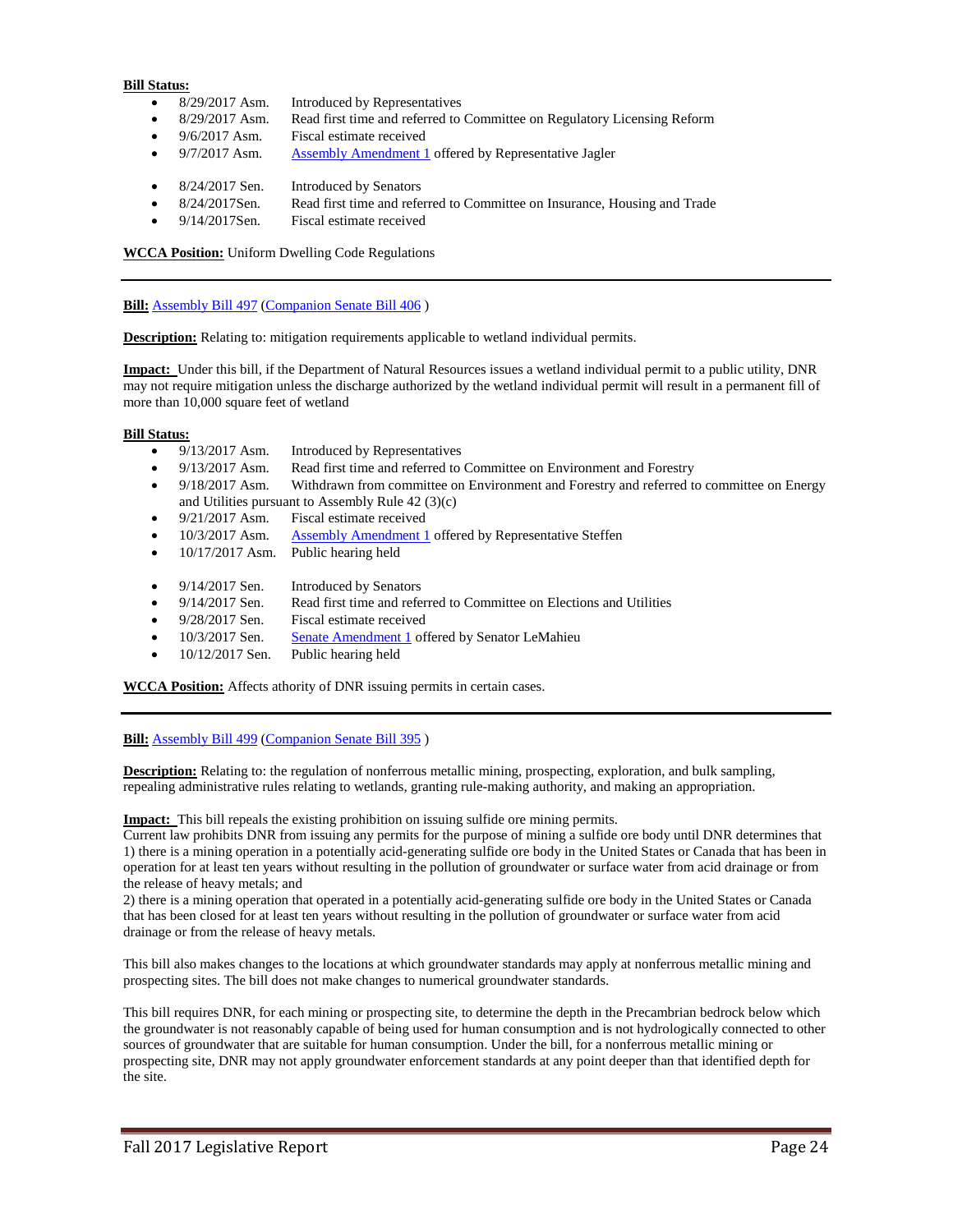**Bill Status:**

- 8/29/2017 Asm. Introduced by Representatives
- 8/29/2017 Asm. Read first time and referred to Committee on Regulatory Licensing Reform
- 9/6/2017 Asm. Fiscal estimate received
- 9/7/2017 Asm. Assembly Amendment 1 offered by Representative Jagler

- 8/24/2017 Sen. Introduced by Senators
- 8/24/2017Sen. Read first time and referred to Committee on Insurance, Housing and Trade
- 9/14/2017Sen. Fiscal estimate received

**WCCA Position:** Uniform Dwelling Code Regulations

---

**Bill:** Assembly Bill 497 (Companion Senate Bill 406 )

**Description:** Relating to: mitigation requirements applicable to wetland individual permits.

**Impact:** Under this bill, if the Department of Natural Resources issues a wetland individual permit to a public utility, DNR may not require mitigation unless the discharge authorized by the wetland individual permit will result in a permanent fill of more than 10,000 square feet of wetland

**Bill Status:**

- 9/13/2017 Asm. Introduced by Representatives
- 9/13/2017 Asm. Read first time and referred to Committee on Environment and Forestry
- 9/18/2017 Asm. Withdrawn from committee on Environment and Forestry and referred to committee on Energy and Utilities pursuant to Assembly Rule 42 (3)(c)
- 9/21/2017 Asm. Fiscal estimate received
- 10/3/2017 Asm. Assembly Amendment 1 offered by Representative Steffen
- 10/17/2017 Asm. Public hearing held

- 9/14/2017 Sen. Introduced by Senators
- 9/14/2017 Sen. Read first time and referred to Committee on Elections and Utilities
- 9/28/2017 Sen. Fiscal estimate received
- 10/3/2017 Sen. Senate Amendment 1 offered by Senator LeMahieu
- 10/12/2017 Sen. Public hearing held

**WCCA Position:** Affects athority of DNR issuing permits in certain cases.

---

**Bill:** Assembly Bill 499 (Companion Senate Bill 395 )

**Description:** Relating to: the regulation of nonferrous metallic mining, prospecting, exploration, and bulk sampling, repealing administrative rules relating to wetlands, granting rule-making authority, and making an appropriation.

**Impact:** This bill repeals the existing prohibition on issuing sulfide ore mining permits.
Current law prohibits DNR from issuing any permits for the purpose of mining a sulfide ore body until DNR determines that 1) there is a mining operation in a potentially acid-generating sulfide ore body in the United States or Canada that has been in operation for at least ten years without resulting in the pollution of groundwater or surface water from acid drainage or from the release of heavy metals; and
2) there is a mining operation that operated in a potentially acid-generating sulfide ore body in the United States or Canada that has been closed for at least ten years without resulting in the pollution of groundwater or surface water from acid drainage or from the release of heavy metals.

This bill also makes changes to the locations at which groundwater standards may apply at nonferrous metallic mining and prospecting sites. The bill does not make changes to numerical groundwater standards.

This bill requires DNR, for each mining or prospecting site, to determine the depth in the Precambrian bedrock below which the groundwater is not reasonably capable of being used for human consumption and is not hydrologically connected to other sources of groundwater that are suitable for human consumption. Under the bill, for a nonferrous metallic mining or prospecting site, DNR may not apply groundwater enforcement standards at any point deeper than that identified depth for the site.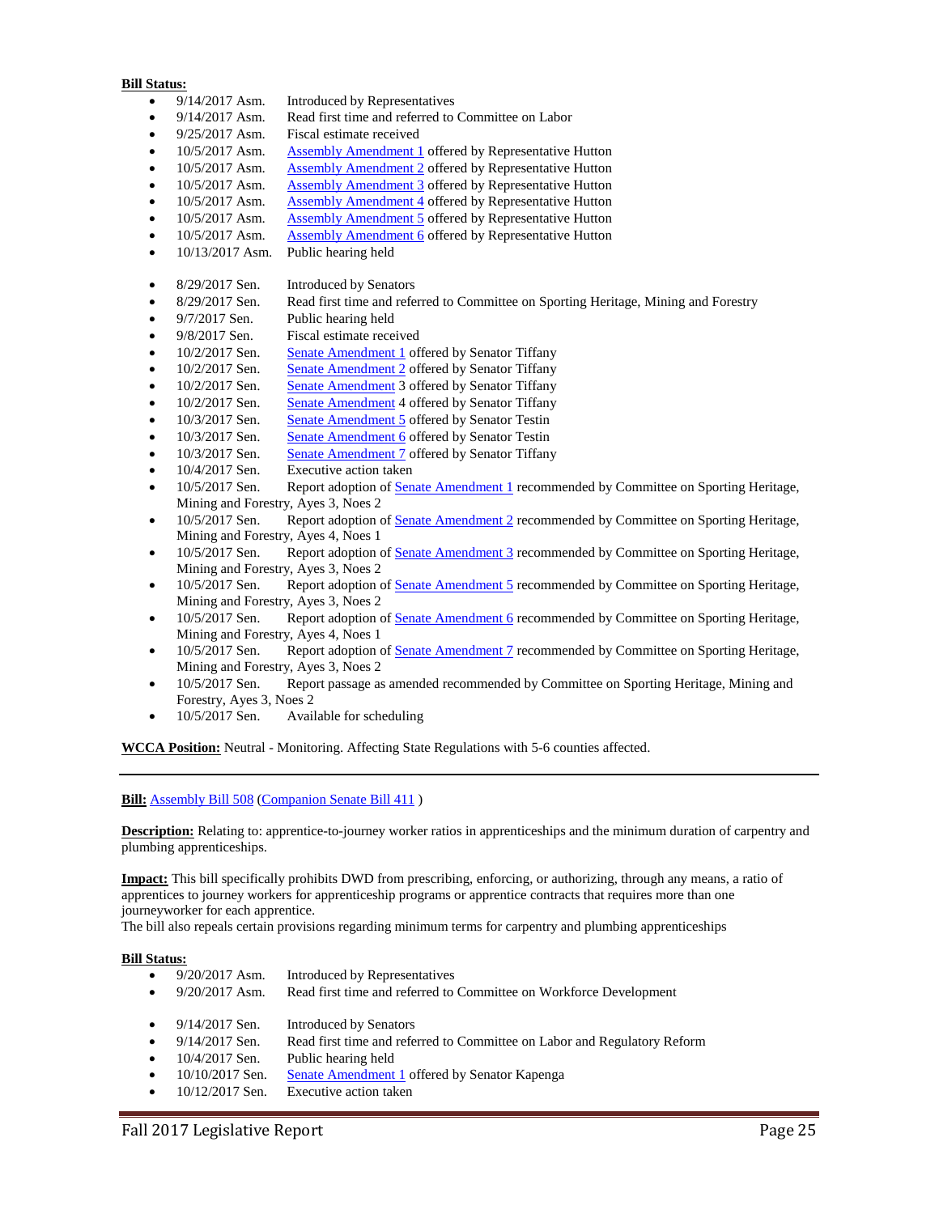**Bill Status:**

- 9/14/2017 Asm. Introduced by Representatives
- 9/14/2017 Asm. Read first time and referred to Committee on Labor
- 9/25/2017 Asm. Fiscal estimate received
- 10/5/2017 Asm. Assembly Amendment 1 offered by Representative Hutton
- 10/5/2017 Asm. Assembly Amendment 2 offered by Representative Hutton
- 10/5/2017 Asm. Assembly Amendment 3 offered by Representative Hutton
- 10/5/2017 Asm. Assembly Amendment 4 offered by Representative Hutton
- 10/5/2017 Asm. Assembly Amendment 5 offered by Representative Hutton
- 10/5/2017 Asm. Assembly Amendment 6 offered by Representative Hutton
- 10/13/2017 Asm. Public hearing held

- 8/29/2017 Sen. Introduced by Senators
- 8/29/2017 Sen. Read first time and referred to Committee on Sporting Heritage, Mining and Forestry
- 9/7/2017 Sen. Public hearing held
- 9/8/2017 Sen. Fiscal estimate received
- 10/2/2017 Sen. Senate Amendment 1 offered by Senator Tiffany
- 10/2/2017 Sen. Senate Amendment 2 offered by Senator Tiffany
- 10/2/2017 Sen. Senate Amendment 3 offered by Senator Tiffany
- 10/2/2017 Sen. Senate Amendment 4 offered by Senator Tiffany
- 10/3/2017 Sen. Senate Amendment 5 offered by Senator Testin
- 10/3/2017 Sen. Senate Amendment 6 offered by Senator Testin
- 10/3/2017 Sen. Senate Amendment 7 offered by Senator Tiffany
- 10/4/2017 Sen. Executive action taken
- 10/5/2017 Sen. Report adoption of Senate Amendment 1 recommended by Committee on Sporting Heritage, Mining and Forestry, Ayes 3, Noes 2
- 10/5/2017 Sen. Report adoption of Senate Amendment 2 recommended by Committee on Sporting Heritage, Mining and Forestry, Ayes 4, Noes 1
- 10/5/2017 Sen. Report adoption of Senate Amendment 3 recommended by Committee on Sporting Heritage, Mining and Forestry, Ayes 3, Noes 2
- 10/5/2017 Sen. Report adoption of Senate Amendment 5 recommended by Committee on Sporting Heritage, Mining and Forestry, Ayes 3, Noes 2
- 10/5/2017 Sen. Report adoption of Senate Amendment 6 recommended by Committee on Sporting Heritage, Mining and Forestry, Ayes 4, Noes 1
- 10/5/2017 Sen. Report adoption of Senate Amendment 7 recommended by Committee on Sporting Heritage, Mining and Forestry, Ayes 3, Noes 2
- 10/5/2017 Sen. Report passage as amended recommended by Committee on Sporting Heritage, Mining and Forestry, Ayes 3, Noes 2
- 10/5/2017 Sen. Available for scheduling

**WCCA Position:** Neutral - Monitoring. Affecting State Regulations with 5-6 counties affected.

---

**Bill:** Assembly Bill 508 (Companion Senate Bill 411 )

**Description:** Relating to: apprentice-to-journey worker ratios in apprenticeships and the minimum duration of carpentry and plumbing apprenticeships.

**Impact:** This bill specifically prohibits DWD from prescribing, enforcing, or authorizing, through any means, a ratio of apprentices to journey workers for apprenticeship programs or apprentice contracts that requires more than one journeyworker for each apprentice.
The bill also repeals certain provisions regarding minimum terms for carpentry and plumbing apprenticeships

**Bill Status:**

- 9/20/2017 Asm. Introduced by Representatives
- 9/20/2017 Asm. Read first time and referred to Committee on Workforce Development

- 9/14/2017 Sen. Introduced by Senators
- 9/14/2017 Sen. Read first time and referred to Committee on Labor and Regulatory Reform
- 10/4/2017 Sen. Public hearing held
- 10/10/2017 Sen. Senate Amendment 1 offered by Senator Kapenga
- 10/12/2017 Sen. Executive action taken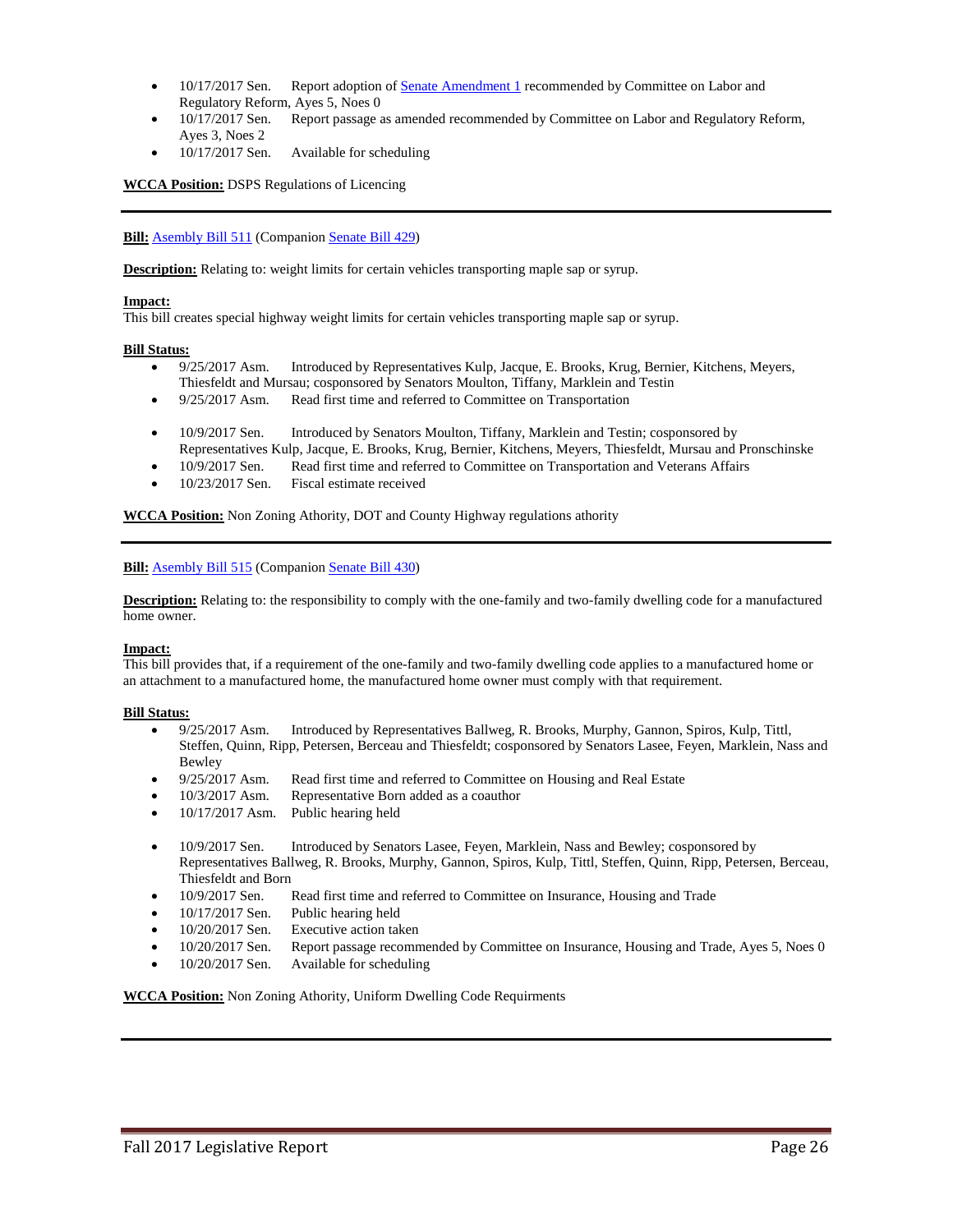- 10/17/2017 Sen. Report adoption of [Senate Amendment 1](#) recommended by Committee on Labor and Regulatory Reform, Ayes 5, Noes 0
- 10/17/2017 Sen. Report passage as amended recommended by Committee on Labor and Regulatory Reform, Ayes 3, Noes 2
- 10/17/2017 Sen. Available for scheduling

**WCCA Position:** DSPS Regulations of Licencing

---

**Bill:** Asembly Bill 511 (Companion Senate Bill 429)

**Description:** Relating to: weight limits for certain vehicles transporting maple sap or syrup.

**Impact:**
This bill creates special highway weight limits for certain vehicles transporting maple sap or syrup.

**Bill Status:**

- 9/25/2017 Asm. Introduced by Representatives Kulp, Jacque, E. Brooks, Krug, Bernier, Kitchens, Meyers, Thiesfeldt and Mursau; cosponsored by Senators Moulton, Tiffany, Marklein and Testin
- 9/25/2017 Asm. Read first time and referred to Committee on Transportation

- 10/9/2017 Sen. Introduced by Senators Moulton, Tiffany, Marklein and Testin; cosponsored by Representatives Kulp, Jacque, E. Brooks, Krug, Bernier, Kitchens, Meyers, Thiesfeldt, Mursau and Pronschinske
- 10/9/2017 Sen. Read first time and referred to Committee on Transportation and Veterans Affairs
- 10/23/2017 Sen. Fiscal estimate received

**WCCA Position:** Non Zoning Athority, DOT and County Highway regulations athority

---

**Bill:** Asembly Bill 515 (Companion Senate Bill 430)

**Description:** Relating to: the responsibility to comply with the one-family and two-family dwelling code for a manufactured home owner.

**Impact:**
This bill provides that, if a requirement of the one-family and two-family dwelling code applies to a manufactured home or an attachment to a manufactured home, the manufactured home owner must comply with that requirement.

**Bill Status:**

- 9/25/2017 Asm. Introduced by Representatives Ballweg, R. Brooks, Murphy, Gannon, Spiros, Kulp, Tittl, Steffen, Quinn, Ripp, Petersen, Berceau and Thiesfeldt; cosponsored by Senators Lasee, Feyen, Marklein, Nass and Bewley
- 9/25/2017 Asm. Read first time and referred to Committee on Housing and Real Estate
- 10/3/2017 Asm. Representative Born added as a coauthor
- 10/17/2017 Asm. Public hearing held

- 10/9/2017 Sen. Introduced by Senators Lasee, Feyen, Marklein, Nass and Bewley; cosponsored by Representatives Ballweg, R. Brooks, Murphy, Gannon, Spiros, Kulp, Tittl, Steffen, Quinn, Ripp, Petersen, Berceau, Thiesfeldt and Born
- 10/9/2017 Sen. Read first time and referred to Committee on Insurance, Housing and Trade
- 10/17/2017 Sen. Public hearing held
- 10/20/2017 Sen. Executive action taken
- 10/20/2017 Sen. Report passage recommended by Committee on Insurance, Housing and Trade, Ayes 5, Noes 0
- 10/20/2017 Sen. Available for scheduling

**WCCA Position:** Non Zoning Athority, Uniform Dwelling Code Requirments

---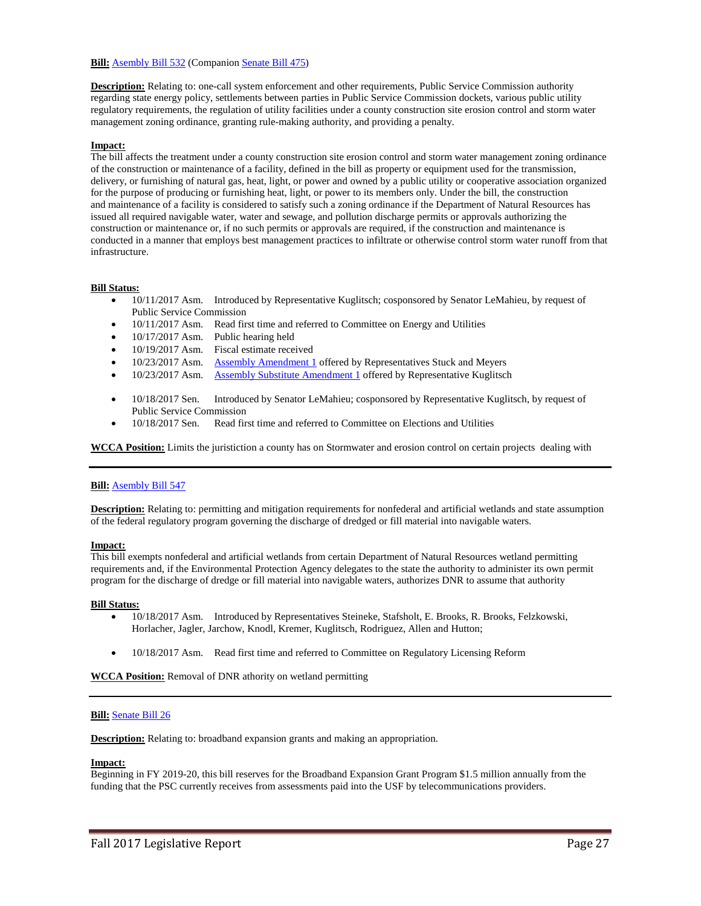**Bill:** Asembly Bill 532 (Companion Senate Bill 475)

**Description:** Relating to: one-call system enforcement and other requirements, Public Service Commission authority regarding state energy policy, settlements between parties in Public Service Commission dockets, various public utility regulatory requirements, the regulation of utility facilities under a county construction site erosion control and storm water management zoning ordinance, granting rule-making authority, and providing a penalty.

**Impact:**
The bill affects the treatment under a county construction site erosion control and storm water management zoning ordinance of the construction or maintenance of a facility, defined in the bill as property or equipment used for the transmission, delivery, or furnishing of natural gas, heat, light, or power and owned by a public utility or cooperative association organized for the purpose of producing or furnishing heat, light, or power to its members only. Under the bill, the construction and maintenance of a facility is considered to satisfy such a zoning ordinance if the Department of Natural Resources has issued all required navigable water, water and sewage, and pollution discharge permits or approvals authorizing the construction or maintenance or, if no such permits or approvals are required, if the construction and maintenance is conducted in a manner that employs best management practices to infiltrate or otherwise control storm water runoff from that infrastructure.

**Bill Status:**

- 10/11/2017 Asm. Introduced by Representative Kuglitsch; cosponsored by Senator LeMahieu, by request of Public Service Commission
- 10/11/2017 Asm. Read first time and referred to Committee on Energy and Utilities
- 10/17/2017 Asm. Public hearing held
- 10/19/2017 Asm. Fiscal estimate received
- 10/23/2017 Asm. Assembly Amendment 1 offered by Representatives Stuck and Meyers
- 10/23/2017 Asm. Assembly Substitute Amendment 1 offered by Representative Kuglitsch

- 10/18/2017 Sen. Introduced by Senator LeMahieu; cosponsored by Representative Kuglitsch, by request of Public Service Commission
- 10/18/2017 Sen. Read first time and referred to Committee on Elections and Utilities

**WCCA Position:** Limits the juristiction a county has on Stormwater and erosion control on certain projects dealing with

---

**Bill:** Asembly Bill 547

**Description:** Relating to: permitting and mitigation requirements for nonfederal and artificial wetlands and state assumption of the federal regulatory program governing the discharge of dredged or fill material into navigable waters.

**Impact:**
This bill exempts nonfederal and artificial wetlands from certain Department of Natural Resources wetland permitting requirements and, if the Environmental Protection Agency delegates to the state the authority to administer its own permit program for the discharge of dredge or fill material into navigable waters, authorizes DNR to assume that authority

**Bill Status:**

- 10/18/2017 Asm. Introduced by Representatives Steineke, Stafsholt, E. Brooks, R. Brooks, Felzkowski, Horlacher, Jagler, Jarchow, Knodl, Kremer, Kuglitsch, Rodriguez, Allen and Hutton;

- 10/18/2017 Asm. Read first time and referred to Committee on Regulatory Licensing Reform

**WCCA Position:** Removal of DNR athority on wetland permitting

---

**Bill:** Senate Bill 26

**Description:** Relating to: broadband expansion grants and making an appropriation.

**Impact:**
Beginning in FY 2019-20, this bill reserves for the Broadband Expansion Grant Program $1.5 million annually from the funding that the PSC currently receives from assessments paid into the USF by telecommunications providers.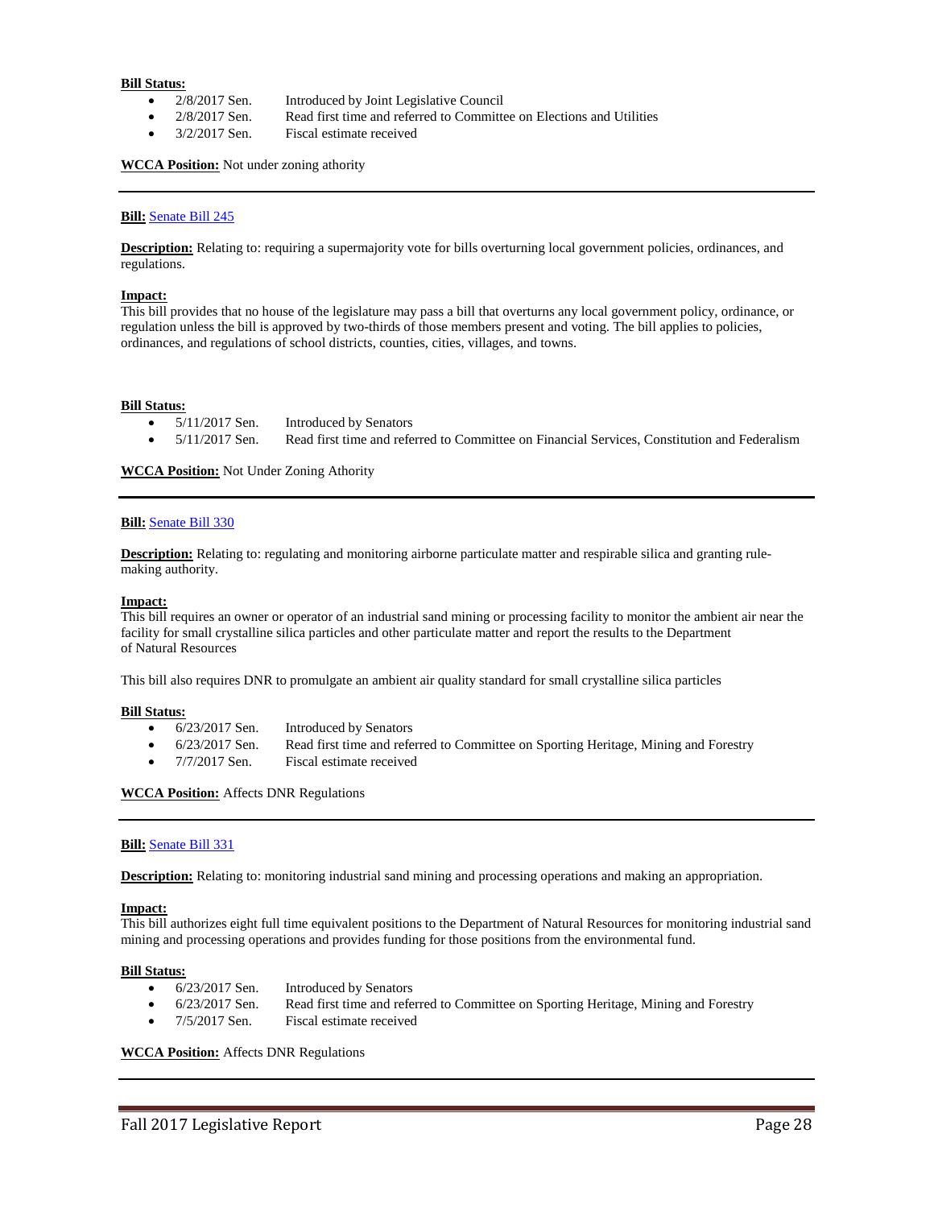**Bill Status:**

- 2/8/2017 Sen. Introduced by Joint Legislative Council
- 2/8/2017 Sen. Read first time and referred to Committee on Elections and Utilities
- 3/2/2017 Sen. Fiscal estimate received

**WCCA Position:** Not under zoning athority

---

**Bill:** Senate Bill 245

**Description:** Relating to: requiring a supermajority vote for bills overturning local government policies, ordinances, and regulations.

**Impact:**
This bill provides that no house of the legislature may pass a bill that overturns any local government policy, ordinance, or regulation unless the bill is approved by two-thirds of those members present and voting. The bill applies to policies, ordinances, and regulations of school districts, counties, cities, villages, and towns.

**Bill Status:**

- 5/11/2017 Sen. Introduced by Senators
- 5/11/2017 Sen. Read first time and referred to Committee on Financial Services, Constitution and Federalism

**WCCA Position:** Not Under Zoning Athority

---

**Bill:** Senate Bill 330

**Description:** Relating to: regulating and monitoring airborne particulate matter and respirable silica and granting rule-making authority.

**Impact:**
This bill requires an owner or operator of an industrial sand mining or processing facility to monitor the ambient air near the facility for small crystalline silica particles and other particulate matter and report the results to the Department of Natural Resources

This bill also requires DNR to promulgate an ambient air quality standard for small crystalline silica particles

**Bill Status:**

- 6/23/2017 Sen. Introduced by Senators
- 6/23/2017 Sen. Read first time and referred to Committee on Sporting Heritage, Mining and Forestry
- 7/7/2017 Sen. Fiscal estimate received

**WCCA Position:** Affects DNR Regulations

---

**Bill:** Senate Bill 331

**Description:** Relating to: monitoring industrial sand mining and processing operations and making an appropriation.

**Impact:**
This bill authorizes eight full time equivalent positions to the Department of Natural Resources for monitoring industrial sand mining and processing operations and provides funding for those positions from the environmental fund.

**Bill Status:**

- 6/23/2017 Sen. Introduced by Senators
- 6/23/2017 Sen. Read first time and referred to Committee on Sporting Heritage, Mining and Forestry
- 7/5/2017 Sen. Fiscal estimate received

**WCCA Position:** Affects DNR Regulations

---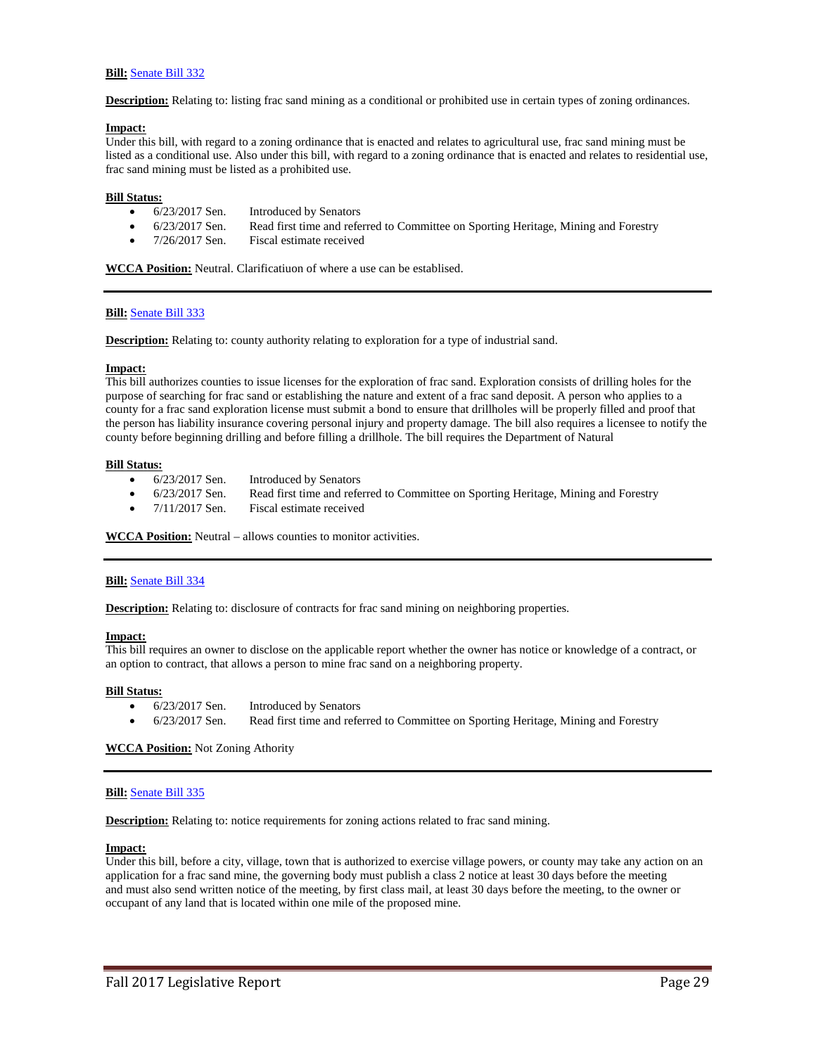**Bill:** Senate Bill 332

**Description:** Relating to: listing frac sand mining as a conditional or prohibited use in certain types of zoning ordinances.

**Impact:**
Under this bill, with regard to a zoning ordinance that is enacted and relates to agricultural use, frac sand mining must be listed as a conditional use. Also under this bill, with regard to a zoning ordinance that is enacted and relates to residential use, frac sand mining must be listed as a prohibited use.

**Bill Status:**

- 6/23/2017 Sen. Introduced by Senators
- 6/23/2017 Sen. Read first time and referred to Committee on Sporting Heritage, Mining and Forestry
- 7/26/2017 Sen. Fiscal estimate received

**WCCA Position:** Neutral. Clarificatiuon of where a use can be establised.

---

**Bill:** Senate Bill 333

**Description:** Relating to: county authority relating to exploration for a type of industrial sand.

**Impact:**
This bill authorizes counties to issue licenses for the exploration of frac sand. Exploration consists of drilling holes for the purpose of searching for frac sand or establishing the nature and extent of a frac sand deposit. A person who applies to a county for a frac sand exploration license must submit a bond to ensure that drillholes will be properly filled and proof that the person has liability insurance covering personal injury and property damage. The bill also requires a licensee to notify the county before beginning drilling and before filling a drillhole. The bill requires the Department of Natural

**Bill Status:**

- 6/23/2017 Sen. Introduced by Senators
- 6/23/2017 Sen. Read first time and referred to Committee on Sporting Heritage, Mining and Forestry
- 7/11/2017 Sen. Fiscal estimate received

**WCCA Position:** Neutral – allows counties to monitor activities.

---

**Bill:** Senate Bill 334

**Description:** Relating to: disclosure of contracts for frac sand mining on neighboring properties.

**Impact:**
This bill requires an owner to disclose on the applicable report whether the owner has notice or knowledge of a contract, or an option to contract, that allows a person to mine frac sand on a neighboring property.

**Bill Status:**

- 6/23/2017 Sen. Introduced by Senators
- 6/23/2017 Sen. Read first time and referred to Committee on Sporting Heritage, Mining and Forestry

**WCCA Position:** Not Zoning Athority

---

**Bill:** Senate Bill 335

**Description:** Relating to: notice requirements for zoning actions related to frac sand mining.

**Impact:**
Under this bill, before a city, village, town that is authorized to exercise village powers, or county may take any action on an application for a frac sand mine, the governing body must publish a class 2 notice at least 30 days before the meeting and must also send written notice of the meeting, by first class mail, at least 30 days before the meeting, to the owner or occupant of any land that is located within one mile of the proposed mine.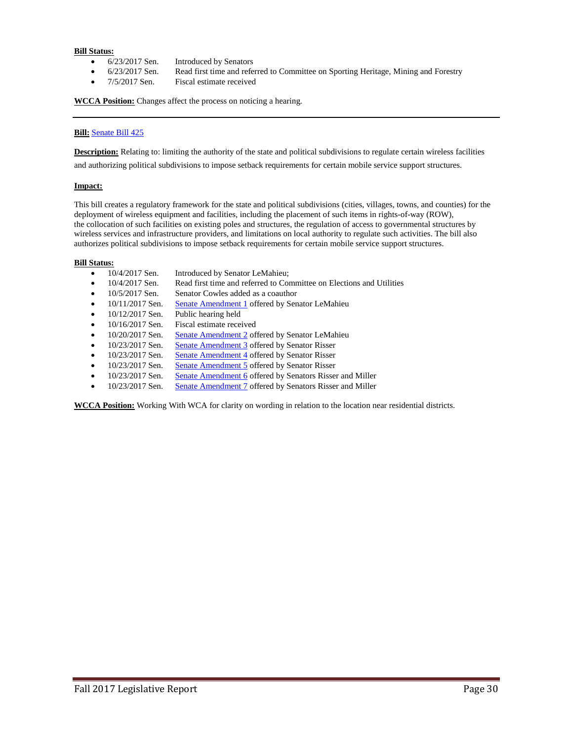**Bill Status:**

- 6/23/2017 Sen. Introduced by Senators
- 6/23/2017 Sen. Read first time and referred to Committee on Sporting Heritage, Mining and Forestry
- 7/5/2017 Sen. Fiscal estimate received

**WCCA Position:** Changes affect the process on noticing a hearing.

---

**Bill:** Senate Bill 425

**Description:** Relating to: limiting the authority of the state and political subdivisions to regulate certain wireless facilities and authorizing political subdivisions to impose setback requirements for certain mobile service support structures.

**Impact:**

This bill creates a regulatory framework for the state and political subdivisions (cities, villages, towns, and counties) for the deployment of wireless equipment and facilities, including the placement of such items in rights-of-way (ROW), the collocation of such facilities on existing poles and structures, the regulation of access to governmental structures by wireless services and infrastructure providers, and limitations on local authority to regulate such activities. The bill also authorizes political subdivisions to impose setback requirements for certain mobile service support structures.

**Bill Status:**

- 10/4/2017 Sen. Introduced by Senator LeMahieu;
- 10/4/2017 Sen. Read first time and referred to Committee on Elections and Utilities
- 10/5/2017 Sen. Senator Cowles added as a coauthor
- 10/11/2017 Sen. Senate Amendment 1 offered by Senator LeMahieu
- 10/12/2017 Sen. Public hearing held
- 10/16/2017 Sen. Fiscal estimate received
- 10/20/2017 Sen. Senate Amendment 2 offered by Senator LeMahieu
- 10/23/2017 Sen. Senate Amendment 3 offered by Senator Risser
- 10/23/2017 Sen. Senate Amendment 4 offered by Senator Risser
- 10/23/2017 Sen. Senate Amendment 5 offered by Senator Risser
- 10/23/2017 Sen. Senate Amendment 6 offered by Senators Risser and Miller
- 10/23/2017 Sen. Senate Amendment 7 offered by Senators Risser and Miller

**WCCA Position:** Working With WCA for clarity on wording in relation to the location near residential districts.